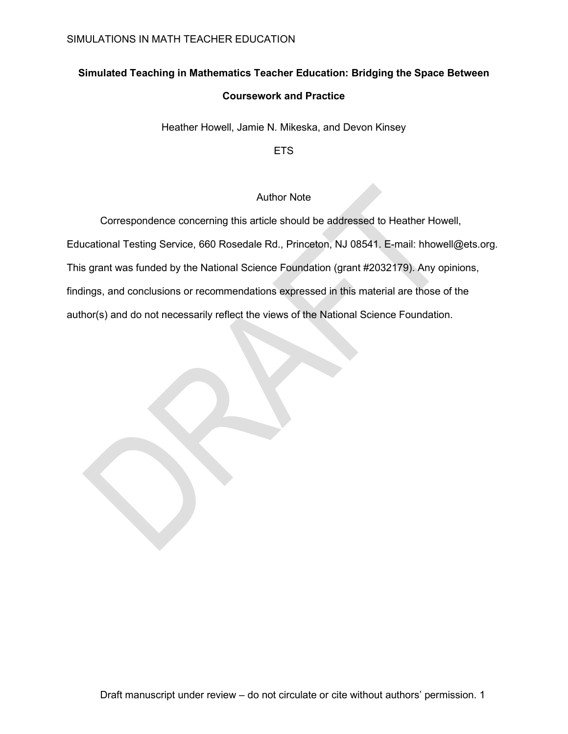# Simulated Teaching in Mathematics Teacher Education: Bridging the Space Between Coursework and Practice

Heather Howell, Jamie N. Mikeska, and Devon Kinsey

ETS

## Author Note

Correspondence concerning this article should be addressed to Heather Howell, Educational Testing Service, 660 Rosedale Rd., Princeton, NJ 08541. E-mail: hhowell@ets.org. This grant was funded by the National Science Foundation (grant #2032179). Any opinions, findings, and conclusions or recommendations expressed in this material are those of the author(s) and do not necessarily reflect the views of the National Science Foundation.

Draft manuscript under review – do not circulate or cite without authors' permission.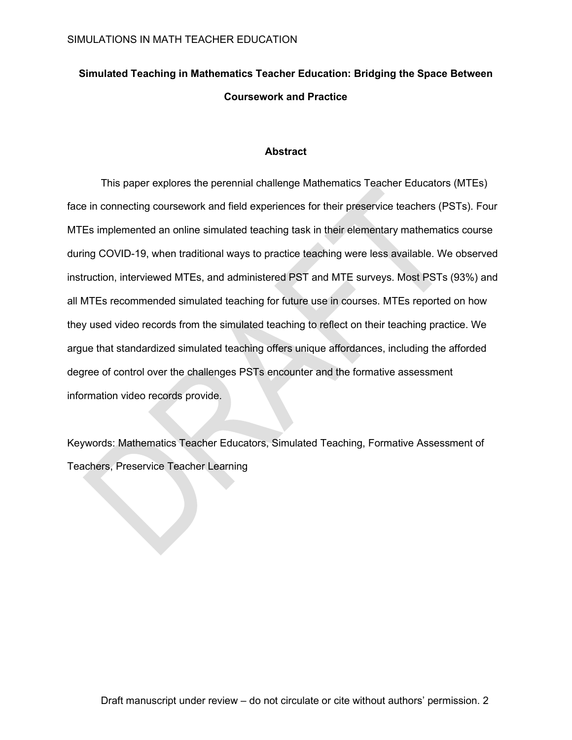# Simulated Teaching in Mathematics Teacher Education: Bridging the Space Between Coursework and Practice

## Abstract

This paper explores the perennial challenge Mathematics Teacher Educators (MTEs) face in connecting coursework and field experiences for their preservice teachers (PSTs). Four MTEs implemented an online simulated teaching task in their elementary mathematics course during COVID-19, when traditional ways to practice teaching were less available. We observed instruction, interviewed MTEs, and administered PST and MTE surveys. Most PSTs (93%) and all MTEs recommended simulated teaching for future use in courses. MTEs reported on how they used video records from the simulated teaching to reflect on their teaching practice. We argue that standardized simulated teaching offers unique affordances, including the afforded degree of control over the challenges PSTs encounter and the formative assessment information video records provide.

Keywords: Mathematics Teacher Educators, Simulated Teaching, Formative Assessment of Teachers, Preservice Teacher Learning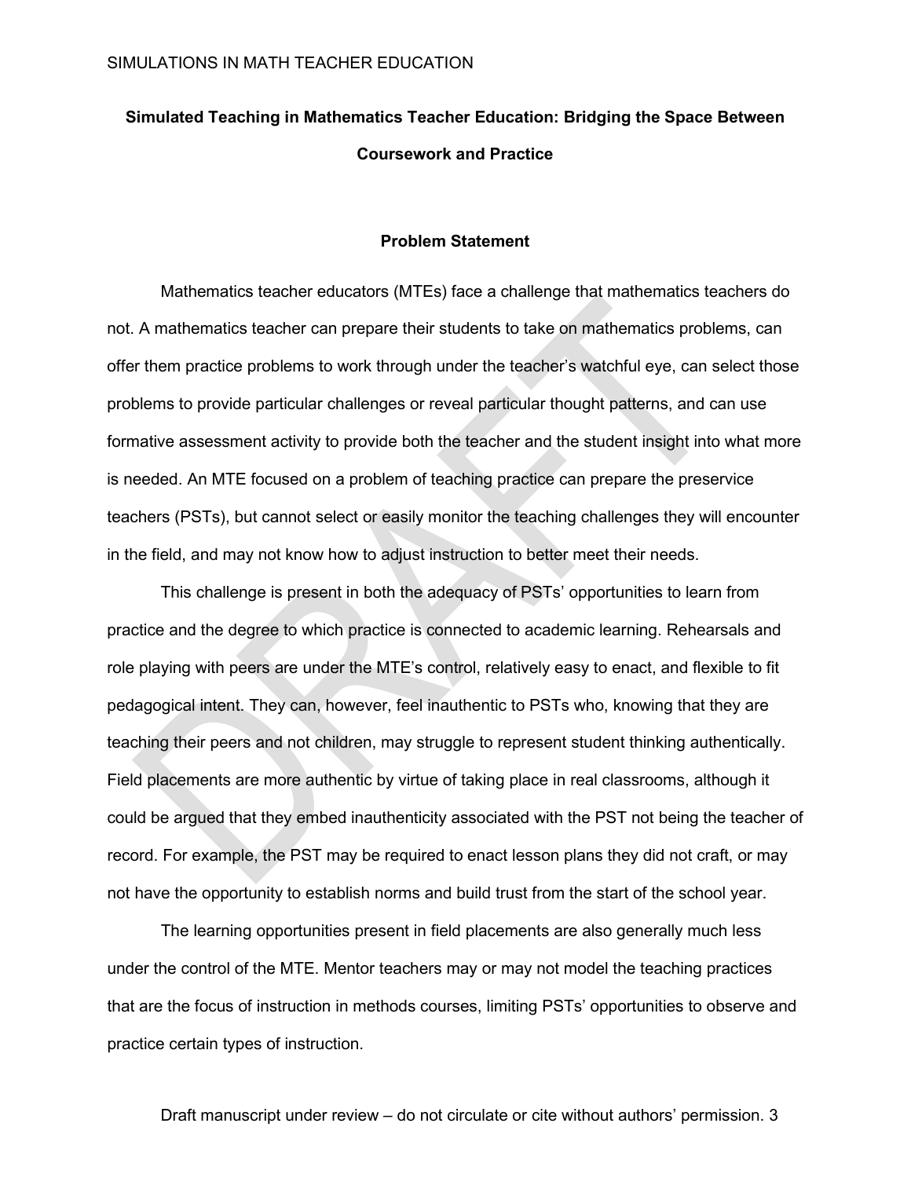**Simulated Teaching in Mathematics Teacher Education: Bridging the Space Between Coursework and Practice**

## Problem Statement

Mathematics teacher educators (MTEs) face a challenge that mathematics teachers do not. A mathematics teacher can prepare their students to take on mathematics problems, can offer them practice problems to work through under the teacher's watchful eye, can select those problems to provide particular challenges or reveal particular thought patterns, and can use formative assessment activity to provide both the teacher and the student insight into what more is needed. An MTE focused on a problem of teaching practice can prepare the preservice teachers (PSTs), but cannot select or easily monitor the teaching challenges they will encounter in the field, and may not know how to adjust instruction to better meet their needs.

This challenge is present in both the adequacy of PSTs' opportunities to learn from practice and the degree to which practice is connected to academic learning. Rehearsals and role playing with peers are under the MTE's control, relatively easy to enact, and flexible to fit pedagogical intent. They can, however, feel inauthentic to PSTs who, knowing that they are teaching their peers and not children, may struggle to represent student thinking authentically. Field placements are more authentic by virtue of taking place in real classrooms, although it could be argued that they embed inauthenticity associated with the PST not being the teacher of record. For example, the PST may be required to enact lesson plans they did not craft, or may not have the opportunity to establish norms and build trust from the start of the school year.

The learning opportunities present in field placements are also generally much less under the control of the MTE. Mentor teachers may or may not model the teaching practices that are the focus of instruction in methods courses, limiting PSTs' opportunities to observe and practice certain types of instruction.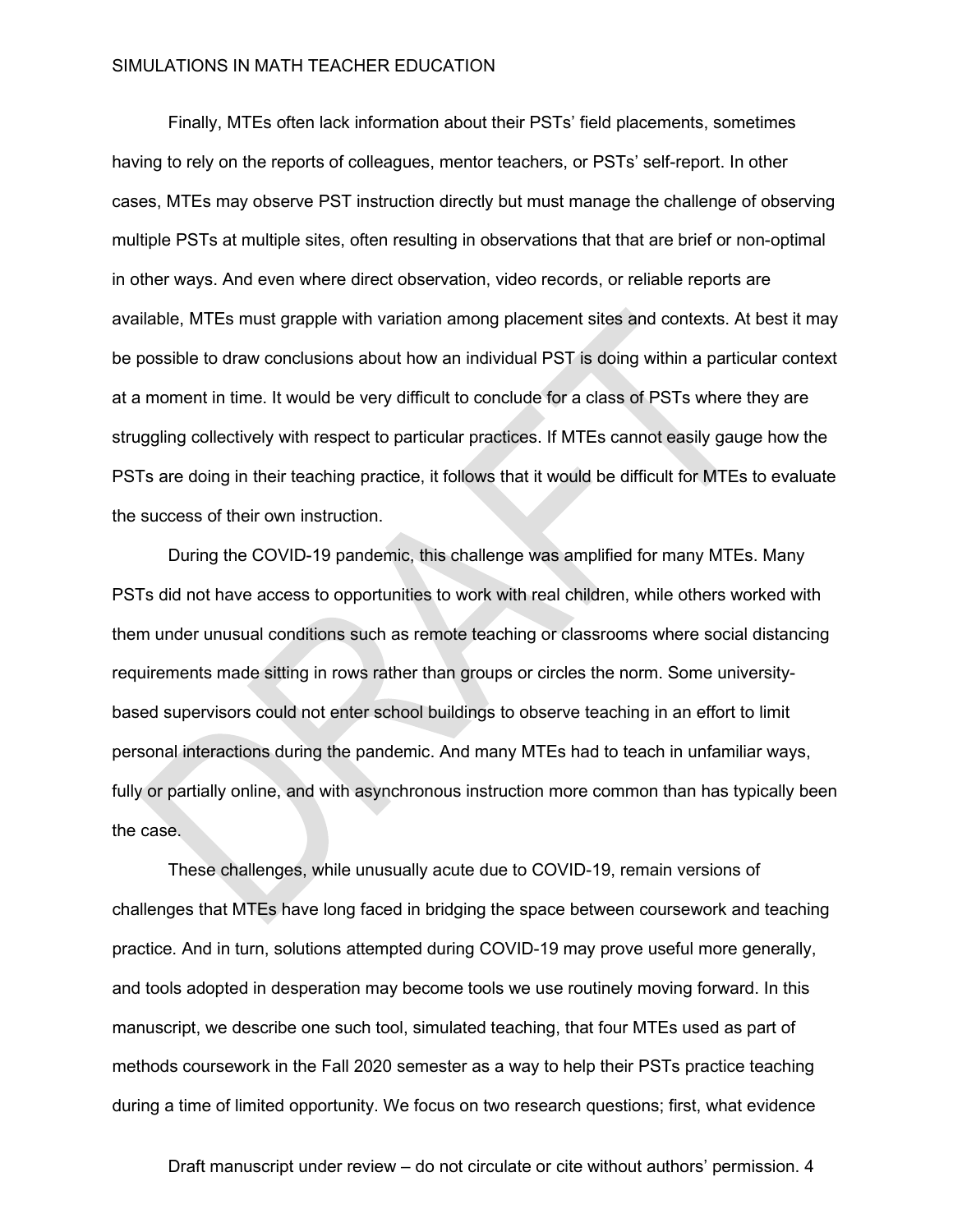Finally, MTEs often lack information about their PSTs' field placements, sometimes having to rely on the reports of colleagues, mentor teachers, or PSTs' self-report. In other cases, MTEs may observe PST instruction directly but must manage the challenge of observing multiple PSTs at multiple sites, often resulting in observations that that are brief or non-optimal in other ways. And even where direct observation, video records, or reliable reports are available, MTEs must grapple with variation among placement sites and contexts. At best it may be possible to draw conclusions about how an individual PST is doing within a particular context at a moment in time. It would be very difficult to conclude for a class of PSTs where they are struggling collectively with respect to particular practices. If MTEs cannot easily gauge how the PSTs are doing in their teaching practice, it follows that it would be difficult for MTEs to evaluate the success of their own instruction.

During the COVID-19 pandemic, this challenge was amplified for many MTEs. Many PSTs did not have access to opportunities to work with real children, while others worked with them under unusual conditions such as remote teaching or classrooms where social distancing requirements made sitting in rows rather than groups or circles the norm. Some university-based supervisors could not enter school buildings to observe teaching in an effort to limit personal interactions during the pandemic. And many MTEs had to teach in unfamiliar ways, fully or partially online, and with asynchronous instruction more common than has typically been the case.

These challenges, while unusually acute due to COVID-19, remain versions of challenges that MTEs have long faced in bridging the space between coursework and teaching practice. And in turn, solutions attempted during COVID-19 may prove useful more generally, and tools adopted in desperation may become tools we use routinely moving forward. In this manuscript, we describe one such tool, simulated teaching, that four MTEs used as part of methods coursework in the Fall 2020 semester as a way to help their PSTs practice teaching during a time of limited opportunity. We focus on two research questions; first, what evidence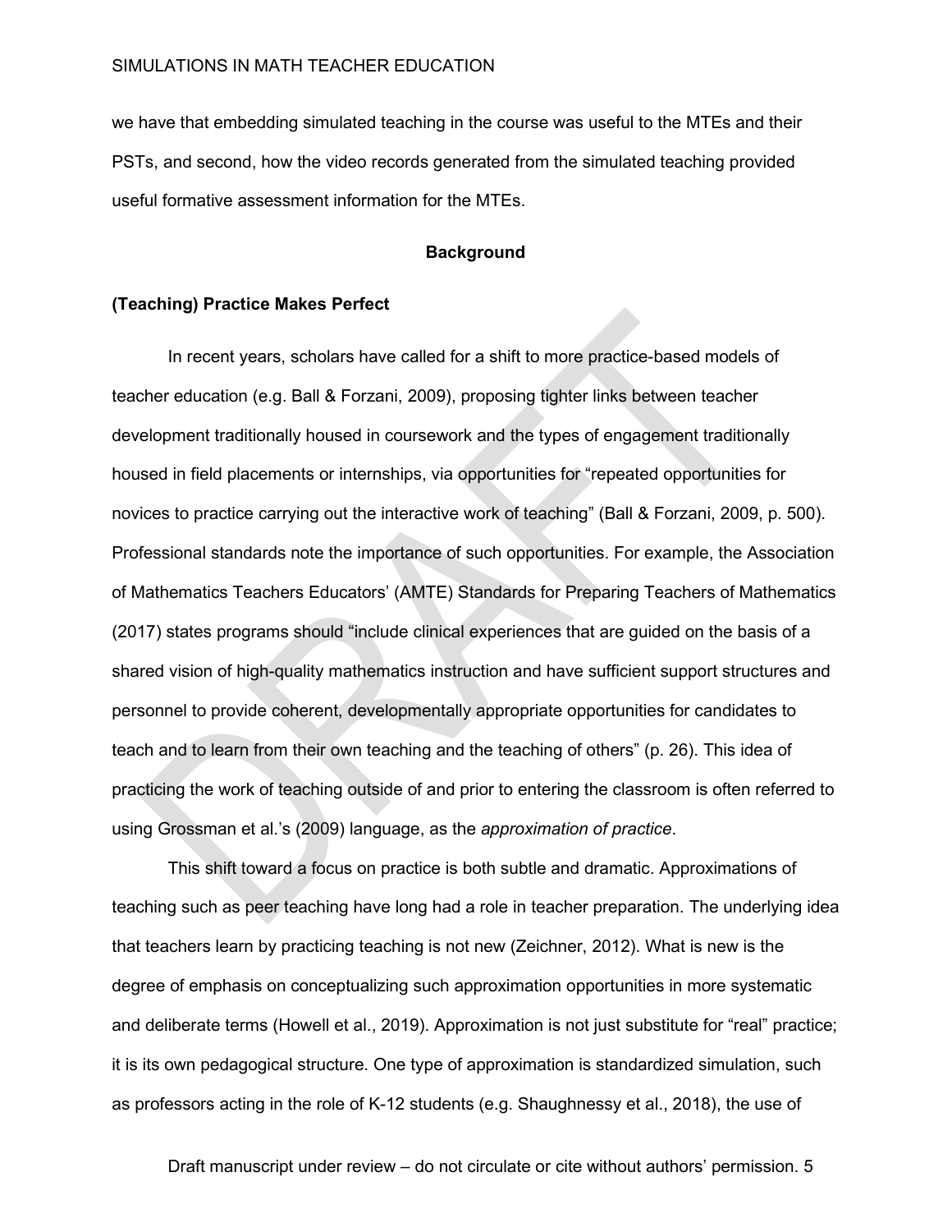we have that embedding simulated teaching in the course was useful to the MTEs and their PSTs, and second, how the video records generated from the simulated teaching provided useful formative assessment information for the MTEs.

## Background

### (Teaching) Practice Makes Perfect

In recent years, scholars have called for a shift to more practice-based models of teacher education (e.g. Ball & Forzani, 2009), proposing tighter links between teacher development traditionally housed in coursework and the types of engagement traditionally housed in field placements or internships, via opportunities for "repeated opportunities for novices to practice carrying out the interactive work of teaching" (Ball & Forzani, 2009, p. 500). Professional standards note the importance of such opportunities. For example, the Association of Mathematics Teachers Educators' (AMTE) Standards for Preparing Teachers of Mathematics (2017) states programs should "include clinical experiences that are guided on the basis of a shared vision of high-quality mathematics instruction and have sufficient support structures and personnel to provide coherent, developmentally appropriate opportunities for candidates to teach and to learn from their own teaching and the teaching of others" (p. 26). This idea of practicing the work of teaching outside of and prior to entering the classroom is often referred to using Grossman et al.'s (2009) language, as the *approximation of practice*.

This shift toward a focus on practice is both subtle and dramatic. Approximations of teaching such as peer teaching have long had a role in teacher preparation. The underlying idea that teachers learn by practicing teaching is not new (Zeichner, 2012). What is new is the degree of emphasis on conceptualizing such approximation opportunities in more systematic and deliberate terms (Howell et al., 2019). Approximation is not just substitute for "real" practice; it is its own pedagogical structure. One type of approximation is standardized simulation, such as professors acting in the role of K-12 students (e.g. Shaughnessy et al., 2018), the use of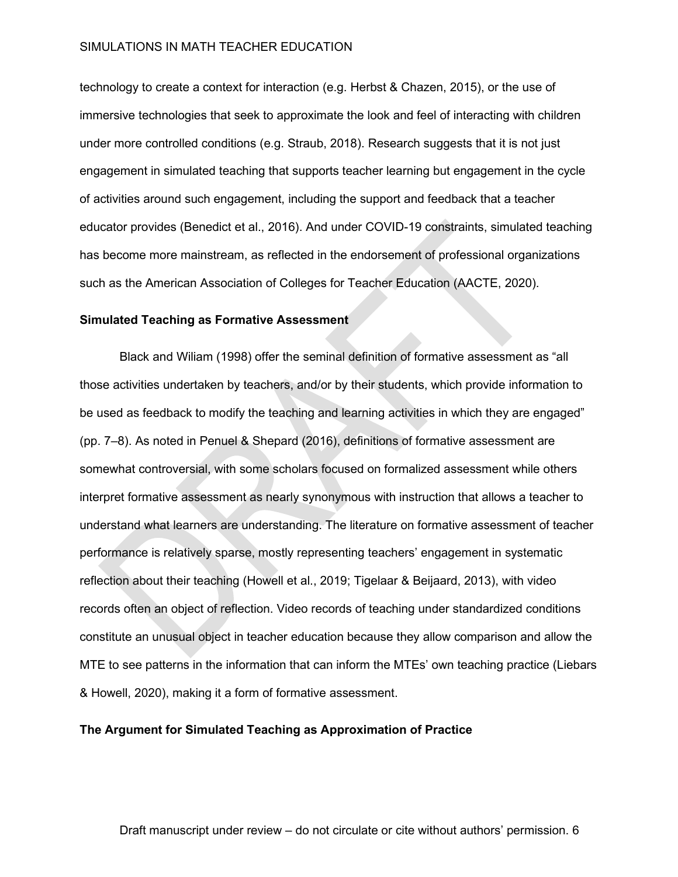technology to create a context for interaction (e.g. Herbst & Chazen, 2015), or the use of immersive technologies that seek to approximate the look and feel of interacting with children under more controlled conditions (e.g. Straub, 2018). Research suggests that it is not just engagement in simulated teaching that supports teacher learning but engagement in the cycle of activities around such engagement, including the support and feedback that a teacher educator provides (Benedict et al., 2016). And under COVID-19 constraints, simulated teaching has become more mainstream, as reflected in the endorsement of professional organizations such as the American Association of Colleges for Teacher Education (AACTE, 2020).

**Simulated Teaching as Formative Assessment**

Black and Wiliam (1998) offer the seminal definition of formative assessment as "all those activities undertaken by teachers, and/or by their students, which provide information to be used as feedback to modify the teaching and learning activities in which they are engaged" (pp. 7–8). As noted in Penuel & Shepard (2016), definitions of formative assessment are somewhat controversial, with some scholars focused on formalized assessment while others interpret formative assessment as nearly synonymous with instruction that allows a teacher to understand what learners are understanding. The literature on formative assessment of teacher performance is relatively sparse, mostly representing teachers' engagement in systematic reflection about their teaching (Howell et al., 2019; Tigelaar & Beijaard, 2013), with video records often an object of reflection. Video records of teaching under standardized conditions constitute an unusual object in teacher education because they allow comparison and allow the MTE to see patterns in the information that can inform the MTEs' own teaching practice (Liebars & Howell, 2020), making it a form of formative assessment.

**The Argument for Simulated Teaching as Approximation of Practice**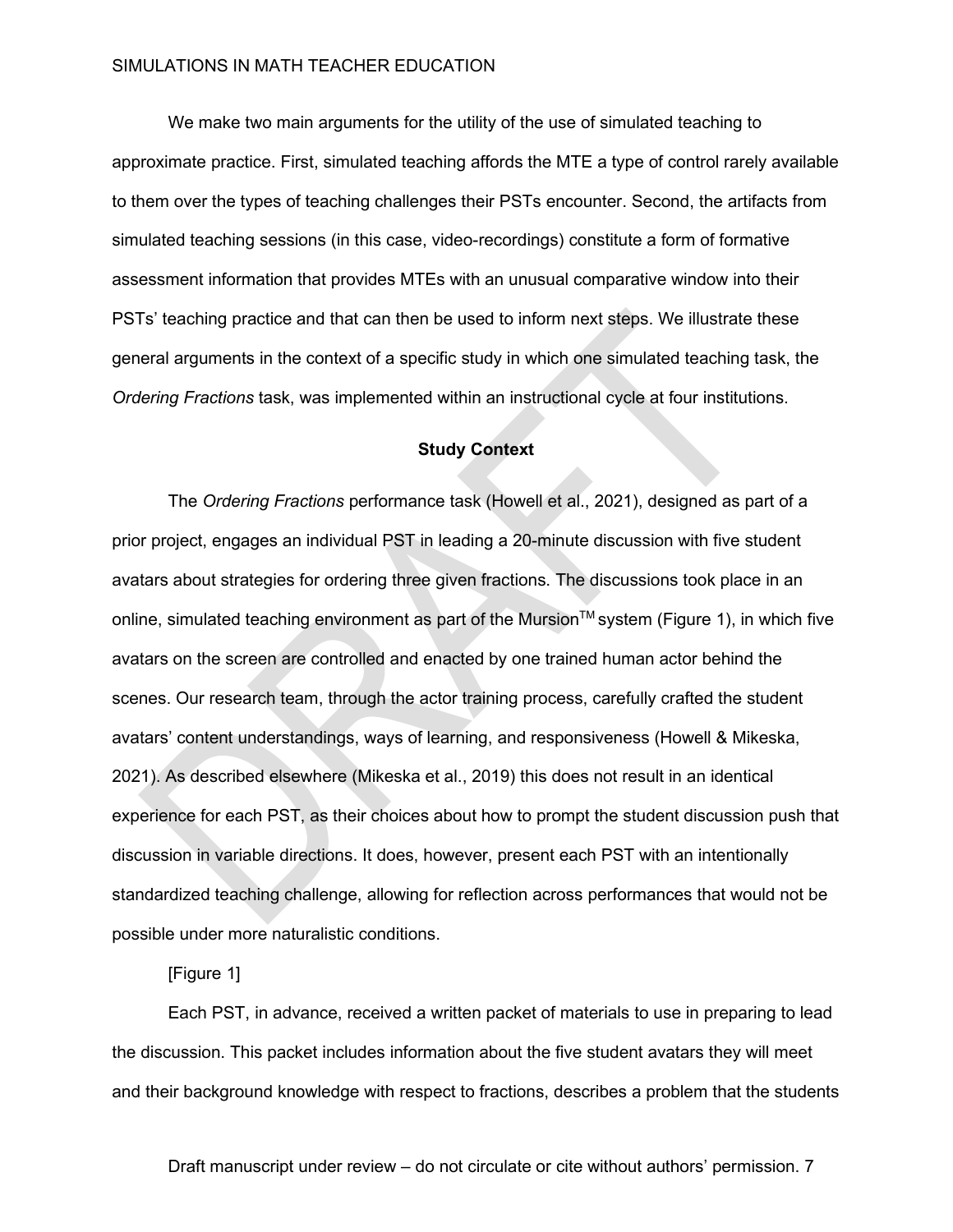We make two main arguments for the utility of the use of simulated teaching to approximate practice. First, simulated teaching affords the MTE a type of control rarely available to them over the types of teaching challenges their PSTs encounter. Second, the artifacts from simulated teaching sessions (in this case, video-recordings) constitute a form of formative assessment information that provides MTEs with an unusual comparative window into their PSTs' teaching practice and that can then be used to inform next steps. We illustrate these general arguments in the context of a specific study in which one simulated teaching task, the *Ordering Fractions* task, was implemented within an instructional cycle at four institutions.

## Study Context

The *Ordering Fractions* performance task (Howell et al., 2021), designed as part of a prior project, engages an individual PST in leading a 20-minute discussion with five student avatars about strategies for ordering three given fractions. The discussions took place in an online, simulated teaching environment as part of the Mursion™ system (Figure 1), in which five avatars on the screen are controlled and enacted by one trained human actor behind the scenes. Our research team, through the actor training process, carefully crafted the student avatars' content understandings, ways of learning, and responsiveness (Howell & Mikeska, 2021). As described elsewhere (Mikeska et al., 2019) this does not result in an identical experience for each PST, as their choices about how to prompt the student discussion push that discussion in variable directions. It does, however, present each PST with an intentionally standardized teaching challenge, allowing for reflection across performances that would not be possible under more naturalistic conditions.

[Figure 1]

Each PST, in advance, received a written packet of materials to use in preparing to lead the discussion. This packet includes information about the five student avatars they will meet and their background knowledge with respect to fractions, describes a problem that the students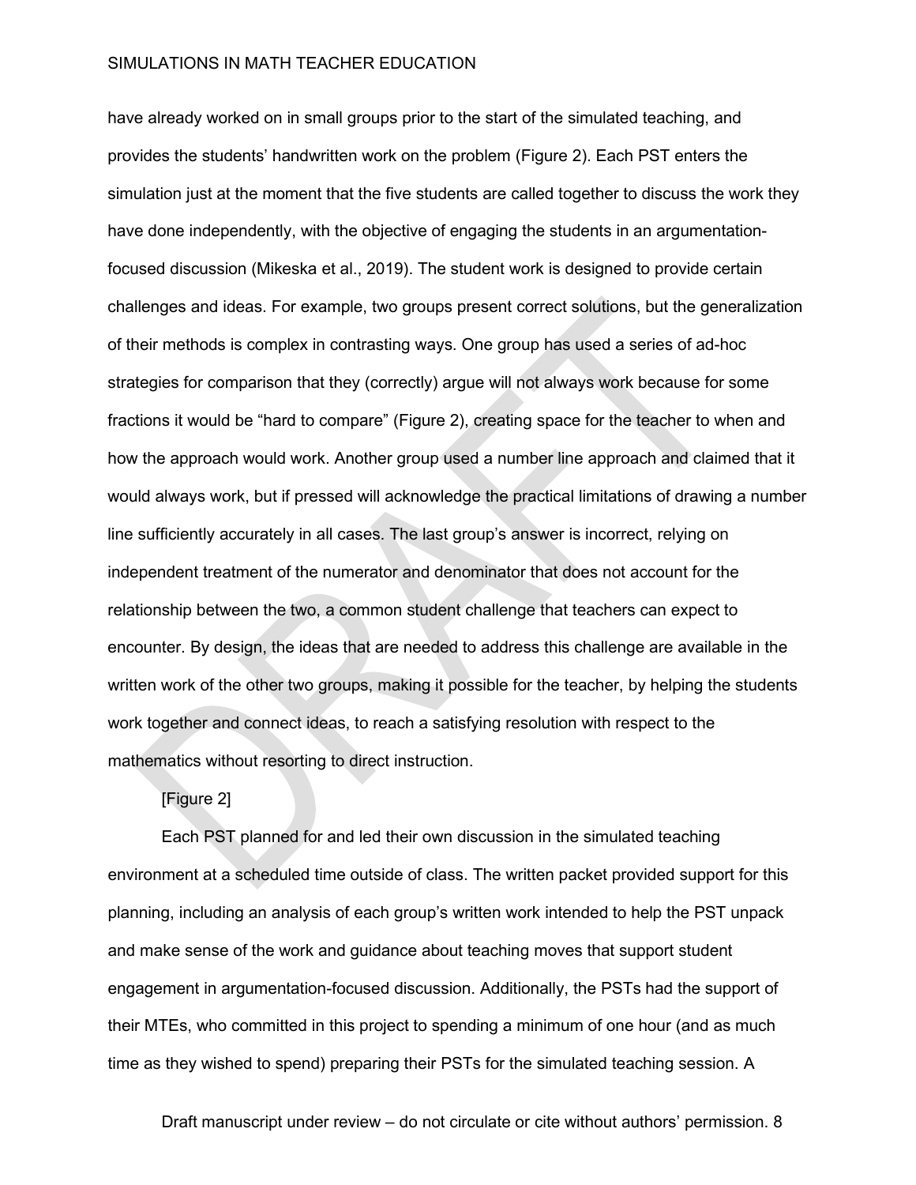have already worked on in small groups prior to the start of the simulated teaching, and provides the students' handwritten work on the problem (Figure 2). Each PST enters the simulation just at the moment that the five students are called together to discuss the work they have done independently, with the objective of engaging the students in an argumentation-focused discussion (Mikeska et al., 2019). The student work is designed to provide certain challenges and ideas. For example, two groups present correct solutions, but the generalization of their methods is complex in contrasting ways. One group has used a series of ad-hoc strategies for comparison that they (correctly) argue will not always work because for some fractions it would be "hard to compare" (Figure 2), creating space for the teacher to when and how the approach would work. Another group used a number line approach and claimed that it would always work, but if pressed will acknowledge the practical limitations of drawing a number line sufficiently accurately in all cases. The last group's answer is incorrect, relying on independent treatment of the numerator and denominator that does not account for the relationship between the two, a common student challenge that teachers can expect to encounter. By design, the ideas that are needed to address this challenge are available in the written work of the other two groups, making it possible for the teacher, by helping the students work together and connect ideas, to reach a satisfying resolution with respect to the mathematics without resorting to direct instruction.

[Figure 2]

Each PST planned for and led their own discussion in the simulated teaching environment at a scheduled time outside of class. The written packet provided support for this planning, including an analysis of each group's written work intended to help the PST unpack and make sense of the work and guidance about teaching moves that support student engagement in argumentation-focused discussion. Additionally, the PSTs had the support of their MTEs, who committed in this project to spending a minimum of one hour (and as much time as they wished to spend) preparing their PSTs for the simulated teaching session. A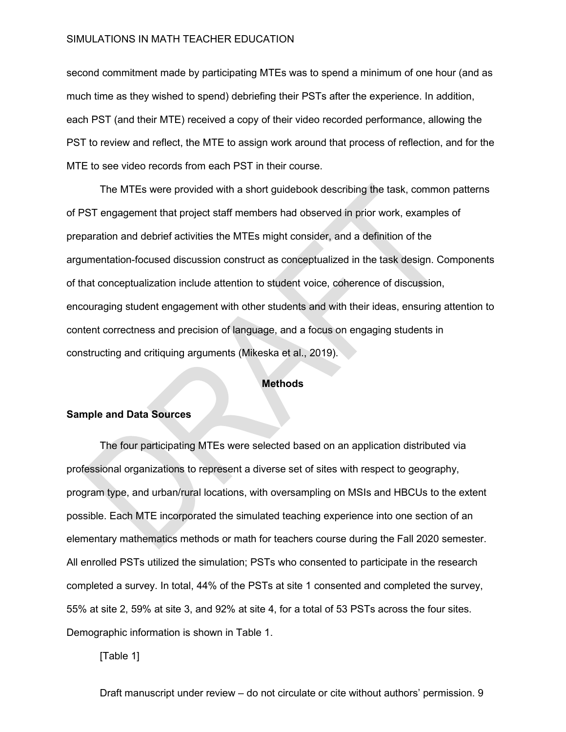second commitment made by participating MTEs was to spend a minimum of one hour (and as much time as they wished to spend) debriefing their PSTs after the experience. In addition, each PST (and their MTE) received a copy of their video recorded performance, allowing the PST to review and reflect, the MTE to assign work around that process of reflection, and for the MTE to see video records from each PST in their course.

The MTEs were provided with a short guidebook describing the task, common patterns of PST engagement that project staff members had observed in prior work, examples of preparation and debrief activities the MTEs might consider, and a definition of the argumentation-focused discussion construct as conceptualized in the task design. Components of that conceptualization include attention to student voice, coherence of discussion, encouraging student engagement with other students and with their ideas, ensuring attention to content correctness and precision of language, and a focus on engaging students in constructing and critiquing arguments (Mikeska et al., 2019).

## Methods

### Sample and Data Sources

The four participating MTEs were selected based on an application distributed via professional organizations to represent a diverse set of sites with respect to geography, program type, and urban/rural locations, with oversampling on MSIs and HBCUs to the extent possible. Each MTE incorporated the simulated teaching experience into one section of an elementary mathematics methods or math for teachers course during the Fall 2020 semester. All enrolled PSTs utilized the simulation; PSTs who consented to participate in the research completed a survey. In total, 44% of the PSTs at site 1 consented and completed the survey, 55% at site 2, 59% at site 3, and 92% at site 4, for a total of 53 PSTs across the four sites. Demographic information is shown in Table 1.

[Table 1]

Draft manuscript under review – do not circulate or cite without authors' permission.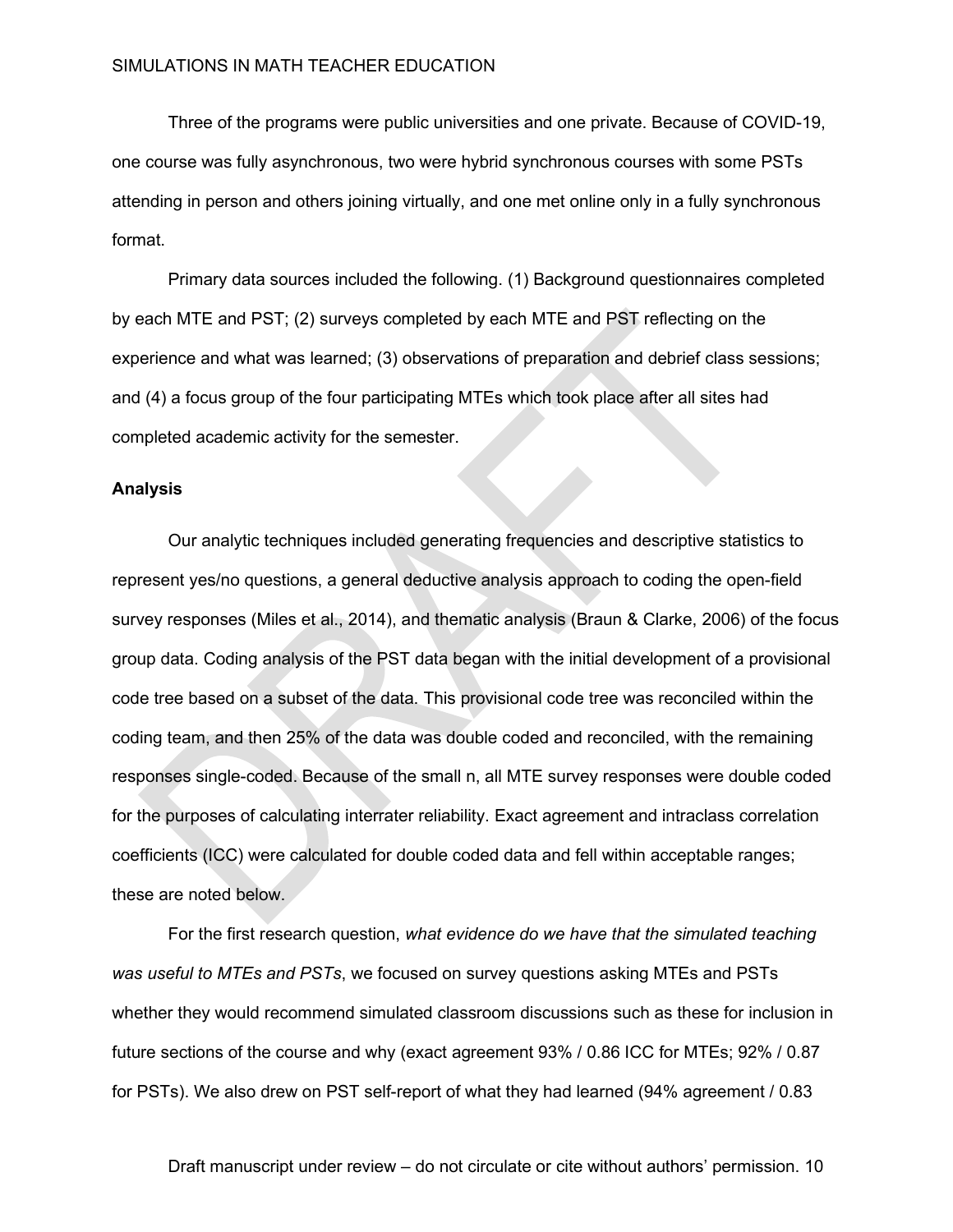Three of the programs were public universities and one private. Because of COVID-19, one course was fully asynchronous, two were hybrid synchronous courses with some PSTs attending in person and others joining virtually, and one met online only in a fully synchronous format.

Primary data sources included the following. (1) Background questionnaires completed by each MTE and PST; (2) surveys completed by each MTE and PST reflecting on the experience and what was learned; (3) observations of preparation and debrief class sessions; and (4) a focus group of the four participating MTEs which took place after all sites had completed academic activity for the semester.

### Analysis

Our analytic techniques included generating frequencies and descriptive statistics to represent yes/no questions, a general deductive analysis approach to coding the open-field survey responses (Miles et al., 2014), and thematic analysis (Braun & Clarke, 2006) of the focus group data. Coding analysis of the PST data began with the initial development of a provisional code tree based on a subset of the data. This provisional code tree was reconciled within the coding team, and then 25% of the data was double coded and reconciled, with the remaining responses single-coded. Because of the small n, all MTE survey responses were double coded for the purposes of calculating interrater reliability. Exact agreement and intraclass correlation coefficients (ICC) were calculated for double coded data and fell within acceptable ranges; these are noted below.

For the first research question, *what evidence do we have that the simulated teaching was useful to MTEs and PSTs*, we focused on survey questions asking MTEs and PSTs whether they would recommend simulated classroom discussions such as these for inclusion in future sections of the course and why (exact agreement 93% / 0.86 ICC for MTEs; 92% / 0.87 for PSTs). We also drew on PST self-report of what they had learned (94% agreement / 0.83

Draft manuscript under review – do not circulate or cite without authors' permission.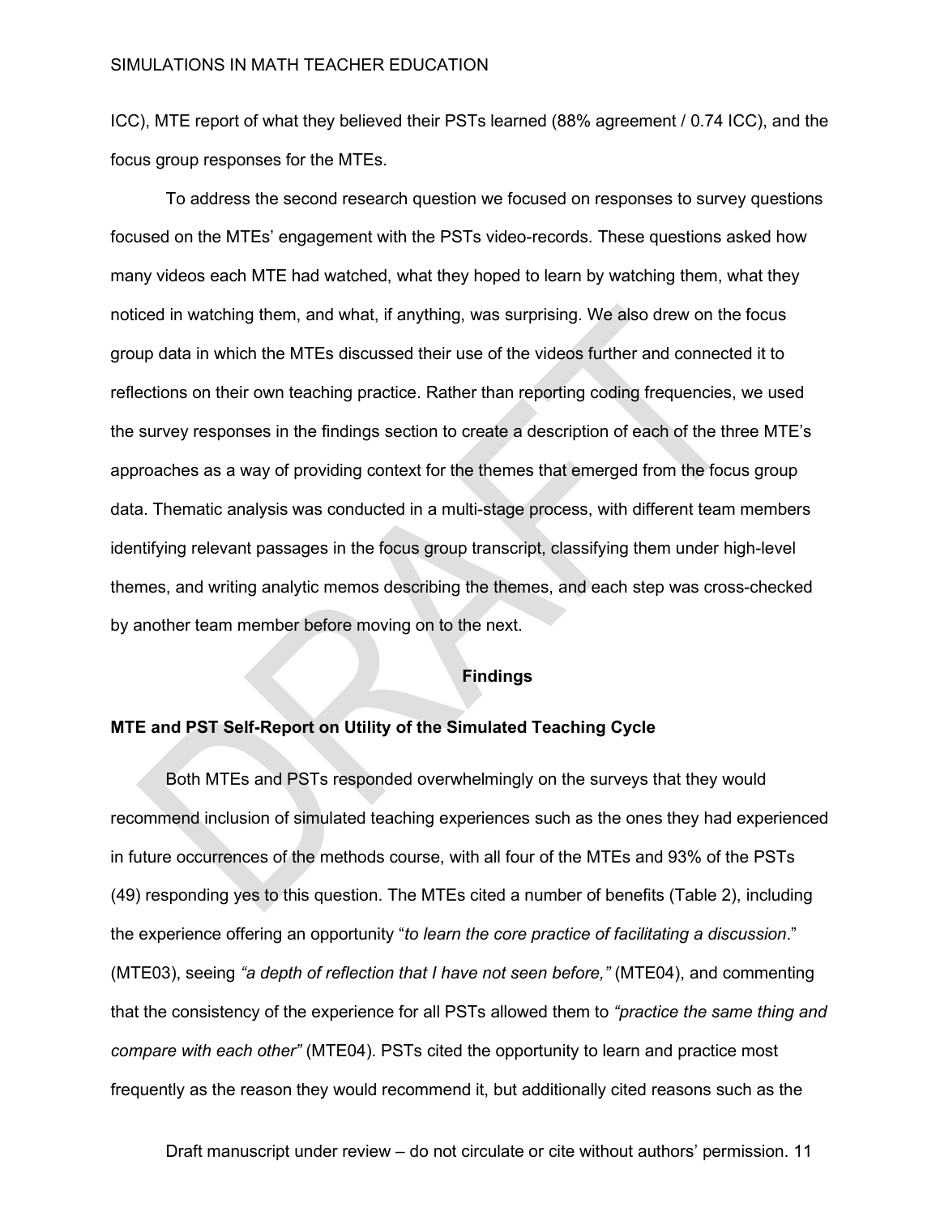ICC), MTE report of what they believed their PSTs learned (88% agreement / 0.74 ICC), and the focus group responses for the MTEs.

To address the second research question we focused on responses to survey questions focused on the MTEs' engagement with the PSTs video-records. These questions asked how many videos each MTE had watched, what they hoped to learn by watching them, what they noticed in watching them, and what, if anything, was surprising. We also drew on the focus group data in which the MTEs discussed their use of the videos further and connected it to reflections on their own teaching practice. Rather than reporting coding frequencies, we used the survey responses in the findings section to create a description of each of the three MTE's approaches as a way of providing context for the themes that emerged from the focus group data. Thematic analysis was conducted in a multi-stage process, with different team members identifying relevant passages in the focus group transcript, classifying them under high-level themes, and writing analytic memos describing the themes, and each step was cross-checked by another team member before moving on to the next.

## Findings

### MTE and PST Self-Report on Utility of the Simulated Teaching Cycle

Both MTEs and PSTs responded overwhelmingly on the surveys that they would recommend inclusion of simulated teaching experiences such as the ones they had experienced in future occurrences of the methods course, with all four of the MTEs and 93% of the PSTs (49) responding yes to this question. The MTEs cited a number of benefits (Table 2), including the experience offering an opportunity "*to learn the core practice of facilitating a discussion*." (MTE03), seeing *"a depth of reflection that I have not seen before,"* (MTE04), and commenting that the consistency of the experience for all PSTs allowed them to *"practice the same thing and compare with each other"* (MTE04). PSTs cited the opportunity to learn and practice most frequently as the reason they would recommend it, but additionally cited reasons such as the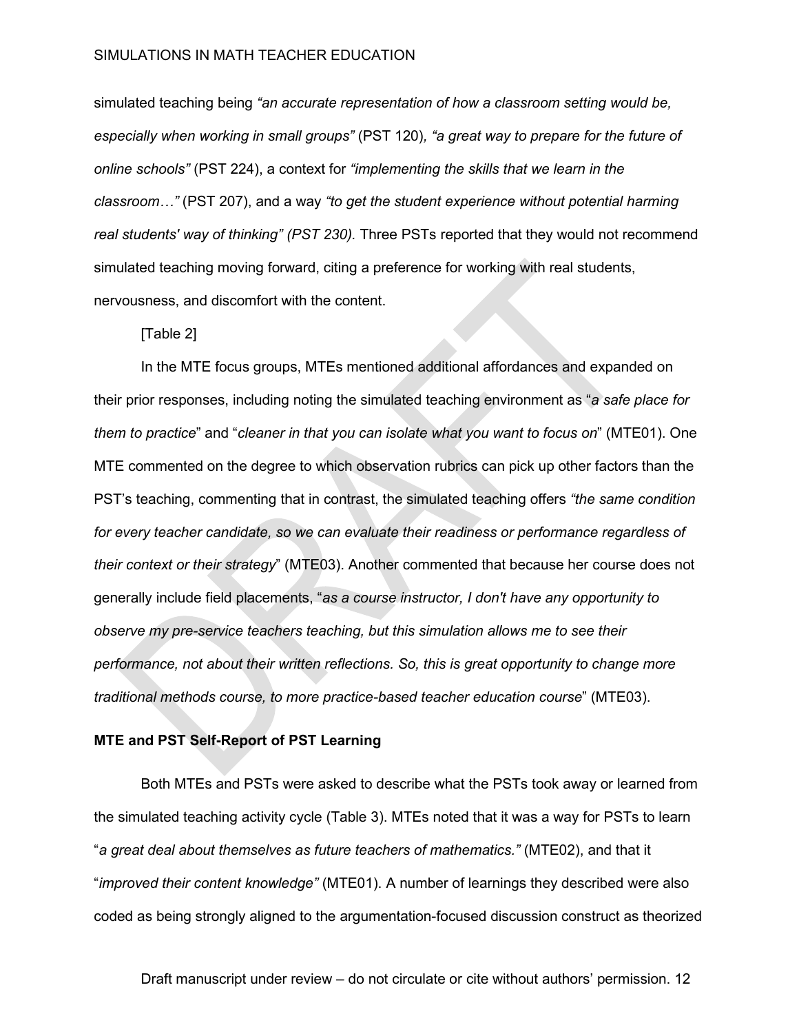simulated teaching being *"an accurate representation of how a classroom setting would be, especially when working in small groups"* (PST 120), *"a great way to prepare for the future of online schools"* (PST 224), a context for *"implementing the skills that we learn in the classroom…"* (PST 207), and a way *"to get the student experience without potential harming real students' way of thinking" (PST 230).* Three PSTs reported that they would not recommend simulated teaching moving forward, citing a preference for working with real students, nervousness, and discomfort with the content.

[Table 2]

In the MTE focus groups, MTEs mentioned additional affordances and expanded on their prior responses, including noting the simulated teaching environment as "*a safe place for them to practice*" and "*cleaner in that you can isolate what you want to focus on*" (MTE01). One MTE commented on the degree to which observation rubrics can pick up other factors than the PST's teaching, commenting that in contrast, the simulated teaching offers *"the same condition for every teacher candidate, so we can evaluate their readiness or performance regardless of their context or their strategy*" (MTE03). Another commented that because her course does not generally include field placements, "*as a course instructor, I don't have any opportunity to observe my pre-service teachers teaching, but this simulation allows me to see their performance, not about their written reflections. So, this is great opportunity to change more traditional methods course, to more practice-based teacher education course*" (MTE03).

**MTE and PST Self-Report of PST Learning**

Both MTEs and PSTs were asked to describe what the PSTs took away or learned from the simulated teaching activity cycle (Table 3). MTEs noted that it was a way for PSTs to learn "*a great deal about themselves as future teachers of mathematics."* (MTE02), and that it "*improved their content knowledge"* (MTE01). A number of learnings they described were also coded as being strongly aligned to the argumentation-focused discussion construct as theorized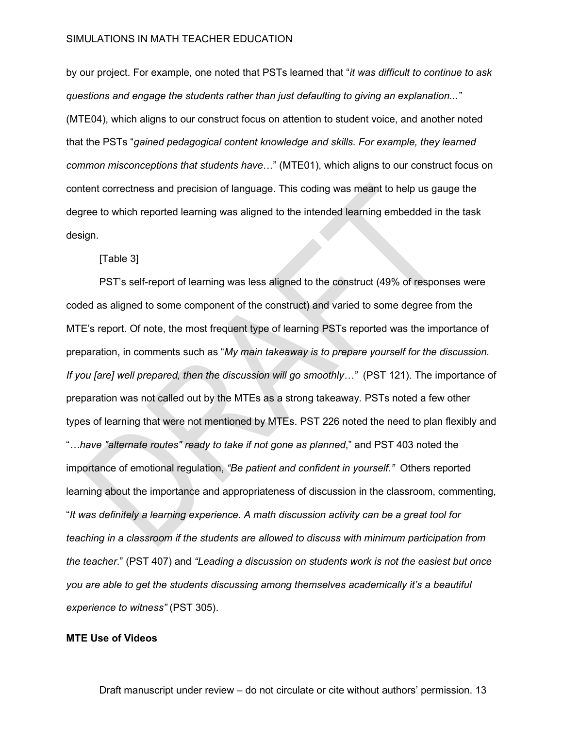by our project. For example, one noted that PSTs learned that "*it was difficult to continue to ask questions and engage the students rather than just defaulting to giving an explanation..."* (MTE04), which aligns to our construct focus on attention to student voice, and another noted that the PSTs "*gained pedagogical content knowledge and skills. For example, they learned common misconceptions that students have*…" (MTE01), which aligns to our construct focus on content correctness and precision of language. This coding was meant to help us gauge the degree to which reported learning was aligned to the intended learning embedded in the task design.

[Table 3]

PST's self-report of learning was less aligned to the construct (49% of responses were coded as aligned to some component of the construct) and varied to some degree from the MTE's report. Of note, the most frequent type of learning PSTs reported was the importance of preparation, in comments such as "*My main takeaway is to prepare yourself for the discussion. If you [are] well prepared, then the discussion will go smoothly…"* (PST 121). The importance of preparation was not called out by the MTEs as a strong takeaway. PSTs noted a few other types of learning that were not mentioned by MTEs. PST 226 noted the need to plan flexibly and "*…have "alternate routes" ready to take if not gone as planned*," and PST 403 noted the importance of emotional regulation, *"Be patient and confident in yourself."* Others reported learning about the importance and appropriateness of discussion in the classroom, commenting, "*It was definitely a learning experience. A math discussion activity can be a great tool for teaching in a classroom if the students are allowed to discuss with minimum participation from the teacher*." (PST 407) and *"Leading a discussion on students work is not the easiest but once you are able to get the students discussing among themselves academically it's a beautiful experience to witness"* (PST 305).

**MTE Use of Videos**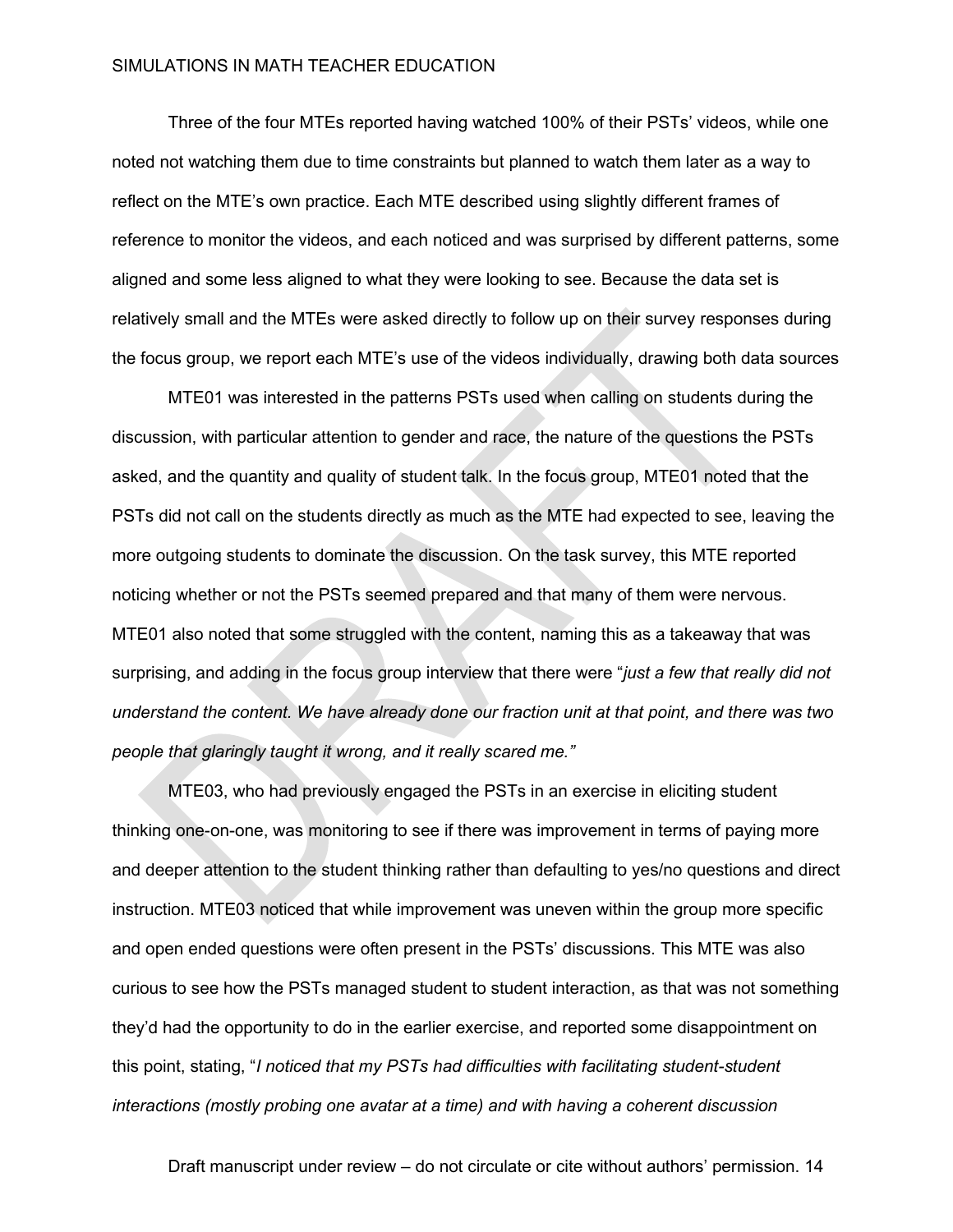Three of the four MTEs reported having watched 100% of their PSTs' videos, while one noted not watching them due to time constraints but planned to watch them later as a way to reflect on the MTE's own practice. Each MTE described using slightly different frames of reference to monitor the videos, and each noticed and was surprised by different patterns, some aligned and some less aligned to what they were looking to see. Because the data set is relatively small and the MTEs were asked directly to follow up on their survey responses during the focus group, we report each MTE's use of the videos individually, drawing both data sources

MTE01 was interested in the patterns PSTs used when calling on students during the discussion, with particular attention to gender and race, the nature of the questions the PSTs asked, and the quantity and quality of student talk. In the focus group, MTE01 noted that the PSTs did not call on the students directly as much as the MTE had expected to see, leaving the more outgoing students to dominate the discussion. On the task survey, this MTE reported noticing whether or not the PSTs seemed prepared and that many of them were nervous. MTE01 also noted that some struggled with the content, naming this as a takeaway that was surprising, and adding in the focus group interview that there were "*just a few that really did not understand the content. We have already done our fraction unit at that point, and there was two people that glaringly taught it wrong, and it really scared me."*

MTE03, who had previously engaged the PSTs in an exercise in eliciting student thinking one-on-one, was monitoring to see if there was improvement in terms of paying more and deeper attention to the student thinking rather than defaulting to yes/no questions and direct instruction. MTE03 noticed that while improvement was uneven within the group more specific and open ended questions were often present in the PSTs' discussions. This MTE was also curious to see how the PSTs managed student to student interaction, as that was not something they'd had the opportunity to do in the earlier exercise, and reported some disappointment on this point, stating, "*I noticed that my PSTs had difficulties with facilitating student-student interactions (mostly probing one avatar at a time) and with having a coherent discussion*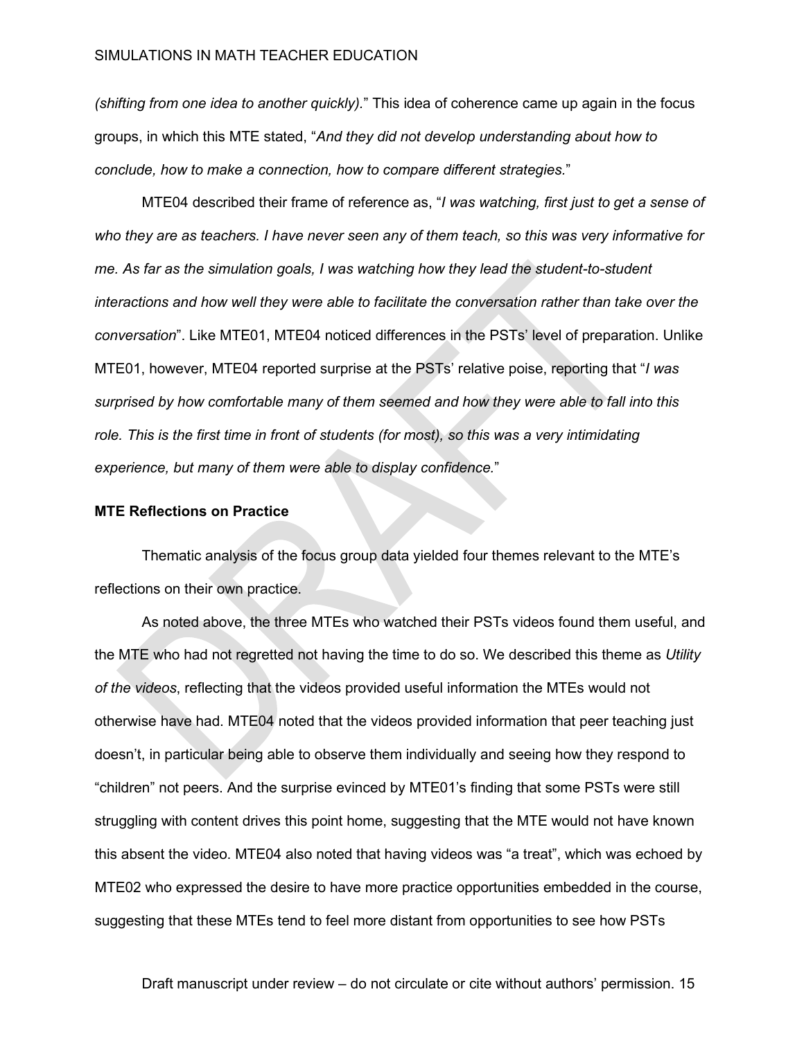*(shifting from one idea to another quickly).*" This idea of coherence came up again in the focus groups, in which this MTE stated, "*And they did not develop understanding about how to conclude, how to make a connection, how to compare different strategies.*"

MTE04 described their frame of reference as, "*I was watching, first just to get a sense of who they are as teachers. I have never seen any of them teach, so this was very informative for me. As far as the simulation goals, I was watching how they lead the student-to-student interactions and how well they were able to facilitate the conversation rather than take over the conversation*". Like MTE01, MTE04 noticed differences in the PSTs' level of preparation. Unlike MTE01, however, MTE04 reported surprise at the PSTs' relative poise, reporting that "*I was surprised by how comfortable many of them seemed and how they were able to fall into this role. This is the first time in front of students (for most), so this was a very intimidating experience, but many of them were able to display confidence.*"

### MTE Reflections on Practice

Thematic analysis of the focus group data yielded four themes relevant to the MTE's reflections on their own practice.

As noted above, the three MTEs who watched their PSTs videos found them useful, and the MTE who had not regretted not having the time to do so. We described this theme as *Utility of the videos*, reflecting that the videos provided useful information the MTEs would not otherwise have had. MTE04 noted that the videos provided information that peer teaching just doesn't, in particular being able to observe them individually and seeing how they respond to "children" not peers. And the surprise evinced by MTE01's finding that some PSTs were still struggling with content drives this point home, suggesting that the MTE would not have known this absent the video. MTE04 also noted that having videos was "a treat", which was echoed by MTE02 who expressed the desire to have more practice opportunities embedded in the course, suggesting that these MTEs tend to feel more distant from opportunities to see how PSTs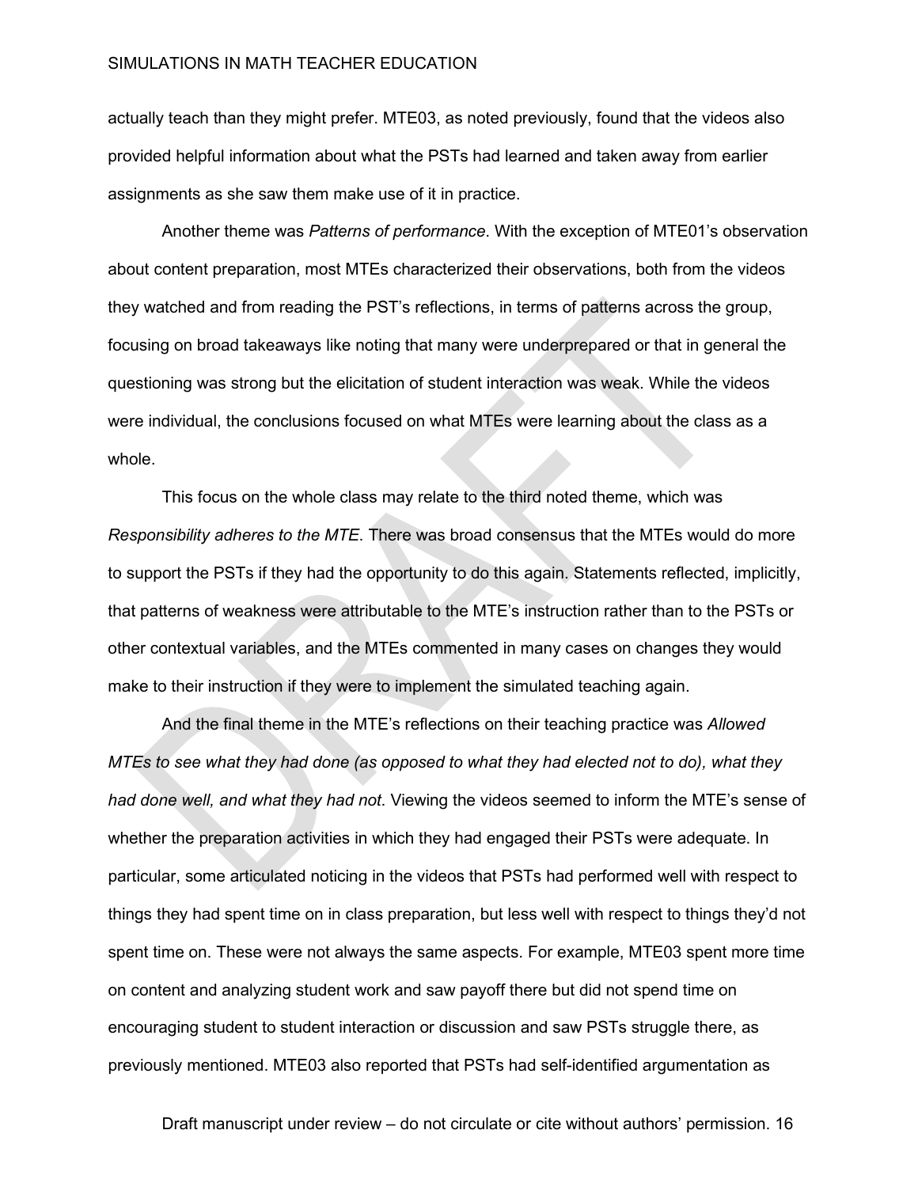actually teach than they might prefer. MTE03, as noted previously, found that the videos also provided helpful information about what the PSTs had learned and taken away from earlier assignments as she saw them make use of it in practice.

Another theme was *Patterns of performance*. With the exception of MTE01's observation about content preparation, most MTEs characterized their observations, both from the videos they watched and from reading the PST's reflections, in terms of patterns across the group, focusing on broad takeaways like noting that many were underprepared or that in general the questioning was strong but the elicitation of student interaction was weak. While the videos were individual, the conclusions focused on what MTEs were learning about the class as a whole.

This focus on the whole class may relate to the third noted theme, which was *Responsibility adheres to the MTE*. There was broad consensus that the MTEs would do more to support the PSTs if they had the opportunity to do this again. Statements reflected, implicitly, that patterns of weakness were attributable to the MTE's instruction rather than to the PSTs or other contextual variables, and the MTEs commented in many cases on changes they would make to their instruction if they were to implement the simulated teaching again.

And the final theme in the MTE's reflections on their teaching practice was *Allowed MTEs to see what they had done (as opposed to what they had elected not to do), what they had done well, and what they had not*. Viewing the videos seemed to inform the MTE's sense of whether the preparation activities in which they had engaged their PSTs were adequate. In particular, some articulated noticing in the videos that PSTs had performed well with respect to things they had spent time on in class preparation, but less well with respect to things they'd not spent time on. These were not always the same aspects. For example, MTE03 spent more time on content and analyzing student work and saw payoff there but did not spend time on encouraging student to student interaction or discussion and saw PSTs struggle there, as previously mentioned. MTE03 also reported that PSTs had self-identified argumentation as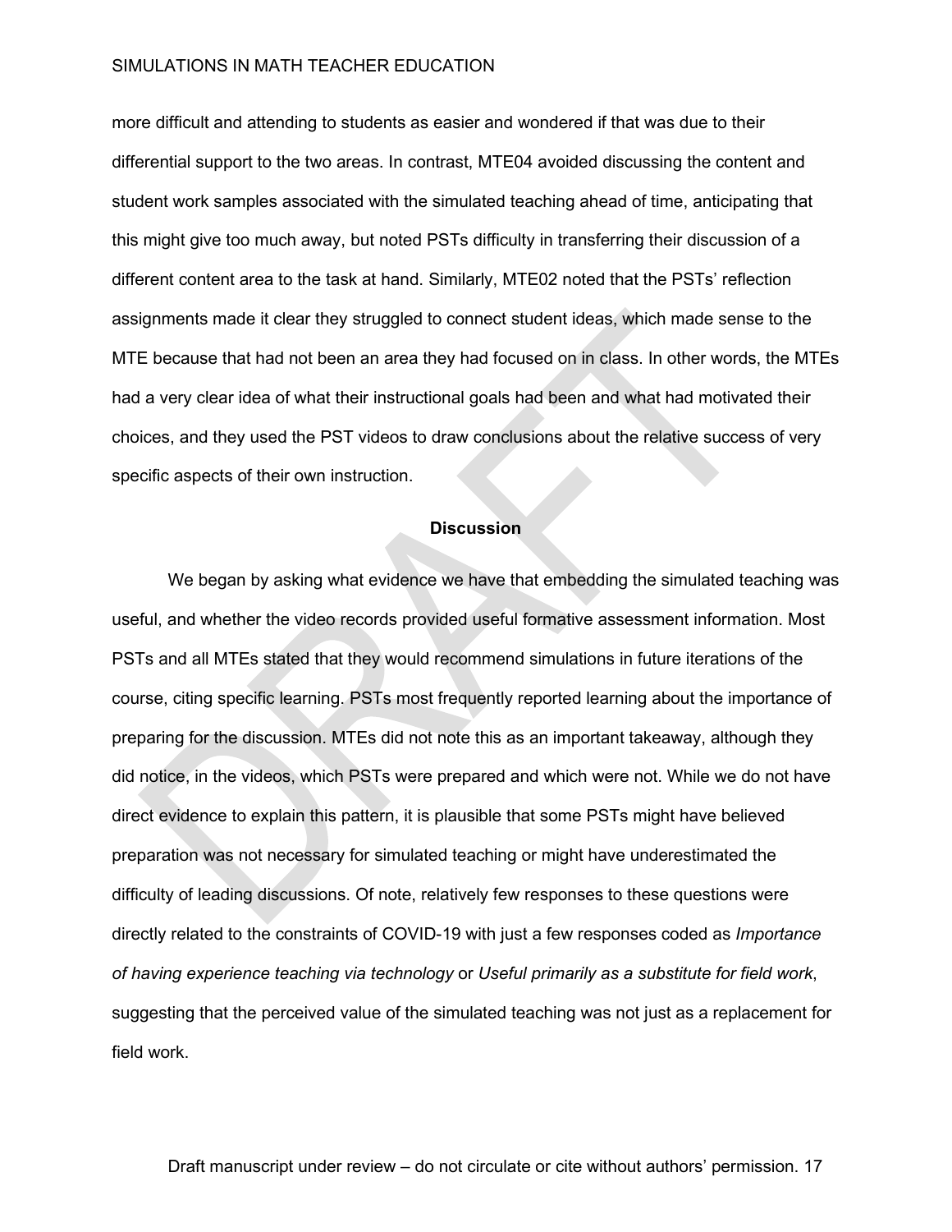more difficult and attending to students as easier and wondered if that was due to their differential support to the two areas. In contrast, MTE04 avoided discussing the content and student work samples associated with the simulated teaching ahead of time, anticipating that this might give too much away, but noted PSTs difficulty in transferring their discussion of a different content area to the task at hand. Similarly, MTE02 noted that the PSTs' reflection assignments made it clear they struggled to connect student ideas, which made sense to the MTE because that had not been an area they had focused on in class. In other words, the MTEs had a very clear idea of what their instructional goals had been and what had motivated their choices, and they used the PST videos to draw conclusions about the relative success of very specific aspects of their own instruction.

## Discussion

We began by asking what evidence we have that embedding the simulated teaching was useful, and whether the video records provided useful formative assessment information. Most PSTs and all MTEs stated that they would recommend simulations in future iterations of the course, citing specific learning. PSTs most frequently reported learning about the importance of preparing for the discussion. MTEs did not note this as an important takeaway, although they did notice, in the videos, which PSTs were prepared and which were not. While we do not have direct evidence to explain this pattern, it is plausible that some PSTs might have believed preparation was not necessary for simulated teaching or might have underestimated the difficulty of leading discussions. Of note, relatively few responses to these questions were directly related to the constraints of COVID-19 with just a few responses coded as *Importance of having experience teaching via technology* or *Useful primarily as a substitute for field work*, suggesting that the perceived value of the simulated teaching was not just as a replacement for field work.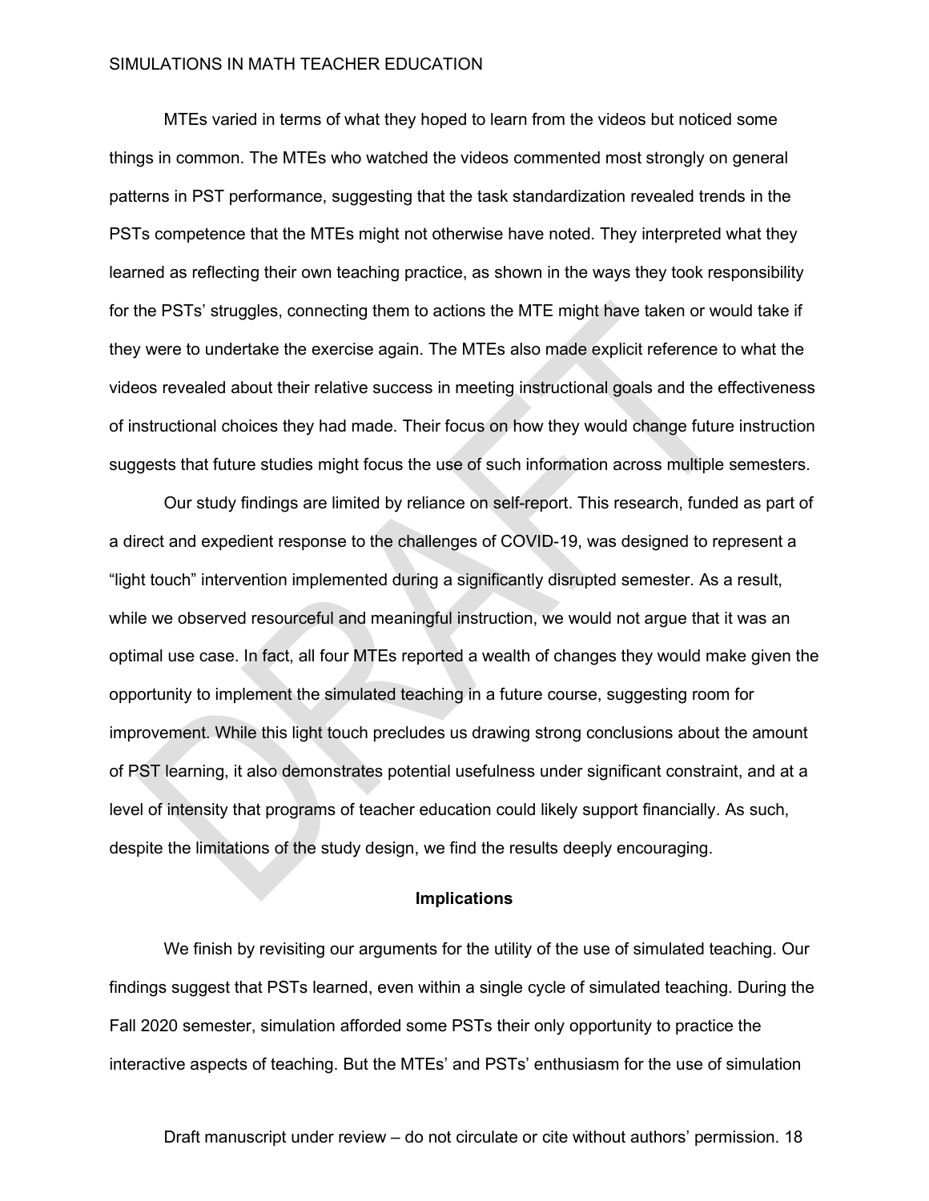MTEs varied in terms of what they hoped to learn from the videos but noticed some things in common. The MTEs who watched the videos commented most strongly on general patterns in PST performance, suggesting that the task standardization revealed trends in the PSTs competence that the MTEs might not otherwise have noted. They interpreted what they learned as reflecting their own teaching practice, as shown in the ways they took responsibility for the PSTs' struggles, connecting them to actions the MTE might have taken or would take if they were to undertake the exercise again. The MTEs also made explicit reference to what the videos revealed about their relative success in meeting instructional goals and the effectiveness of instructional choices they had made. Their focus on how they would change future instruction suggests that future studies might focus the use of such information across multiple semesters.

Our study findings are limited by reliance on self-report. This research, funded as part of a direct and expedient response to the challenges of COVID-19, was designed to represent a "light touch" intervention implemented during a significantly disrupted semester. As a result, while we observed resourceful and meaningful instruction, we would not argue that it was an optimal use case. In fact, all four MTEs reported a wealth of changes they would make given the opportunity to implement the simulated teaching in a future course, suggesting room for improvement. While this light touch precludes us drawing strong conclusions about the amount of PST learning, it also demonstrates potential usefulness under significant constraint, and at a level of intensity that programs of teacher education could likely support financially. As such, despite the limitations of the study design, we find the results deeply encouraging.

## Implications

We finish by revisiting our arguments for the utility of the use of simulated teaching. Our findings suggest that PSTs learned, even within a single cycle of simulated teaching. During the Fall 2020 semester, simulation afforded some PSTs their only opportunity to practice the interactive aspects of teaching. But the MTEs' and PSTs' enthusiasm for the use of simulation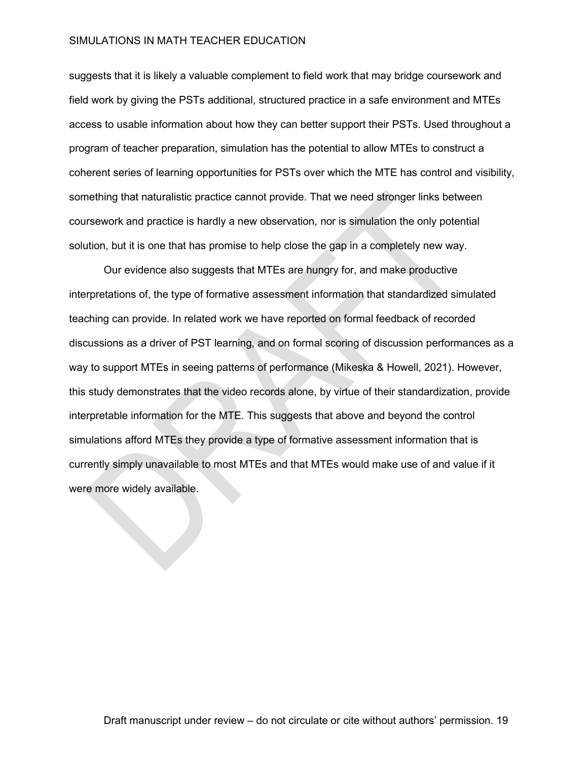suggests that it is likely a valuable complement to field work that may bridge coursework and field work by giving the PSTs additional, structured practice in a safe environment and MTEs access to usable information about how they can better support their PSTs. Used throughout a program of teacher preparation, simulation has the potential to allow MTEs to construct a coherent series of learning opportunities for PSTs over which the MTE has control and visibility, something that naturalistic practice cannot provide. That we need stronger links between coursework and practice is hardly a new observation, nor is simulation the only potential solution, but it is one that has promise to help close the gap in a completely new way.

Our evidence also suggests that MTEs are hungry for, and make productive interpretations of, the type of formative assessment information that standardized simulated teaching can provide. In related work we have reported on formal feedback of recorded discussions as a driver of PST learning, and on formal scoring of discussion performances as a way to support MTEs in seeing patterns of performance (Mikeska & Howell, 2021). However, this study demonstrates that the video records alone, by virtue of their standardization, provide interpretable information for the MTE. This suggests that above and beyond the control simulations afford MTEs they provide a type of formative assessment information that is currently simply unavailable to most MTEs and that MTEs would make use of and value if it were more widely available.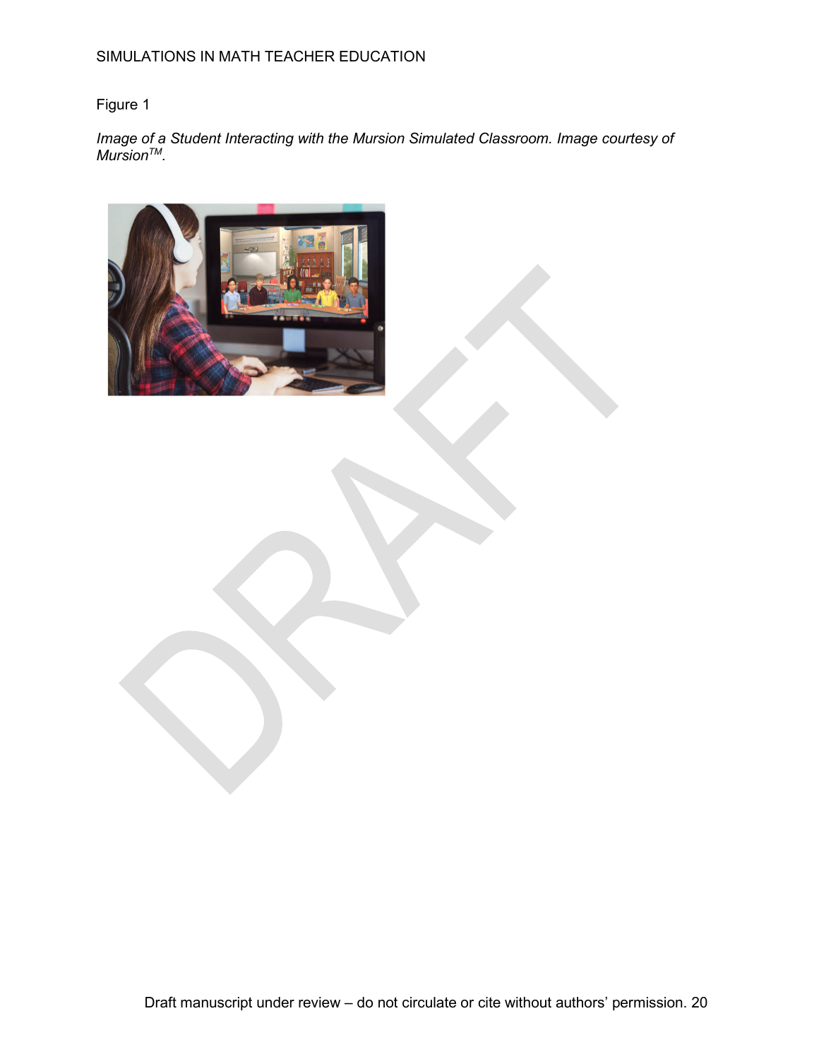Figure 1

*Image of a Student Interacting with the Mursion Simulated Classroom. Image courtesy of Mursion™.*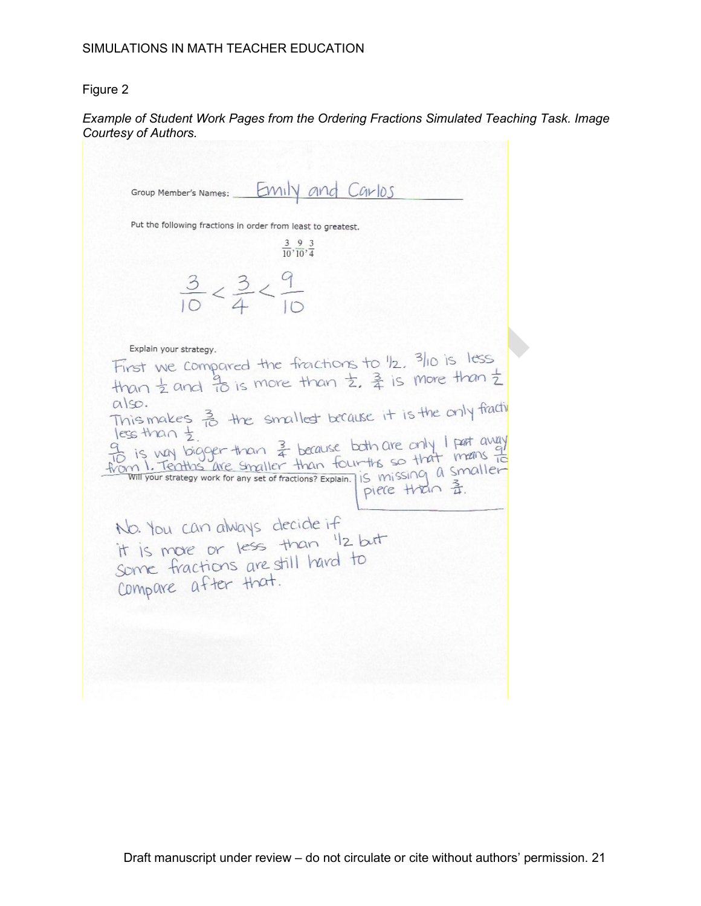Figure 2

*Example of Student Work Pages from the Ordering Fractions Simulated Teaching Task. Image Courtesy of Authors.*

Group Member's Names: Emily and Carlos

Put the following fractions in order from least to greatest.

$$\frac{3}{10}, \frac{9}{10}, \frac{3}{4}$$

$$\frac{3}{10} < \frac{3}{4} < \frac{9}{10}$$

Explain your strategy.

First we compared the fractions to $1/2$. $3/10$ is less than $\frac{1}{2}$ and $\frac{9}{10}$ is more than $\frac{1}{2}$. $\frac{3}{4}$ is more than $\frac{1}{2}$ also.

This makes $\frac{3}{10}$ the smallest because it is the only fracti[on] less than $\frac{1}{2}$.

$\frac{9}{10}$ is way bigger than $\frac{3}{4}$ because both are only 1 part away from 1. Tenths are smaller than fourths so that means $\frac{9}{10}$ is missing a smaller piece than $\frac{3}{4}$.

Will your strategy work for any set of fractions? Explain.

No. You can always decide if it is more or less than $1/2$ but some fractions are still hard to compare after that.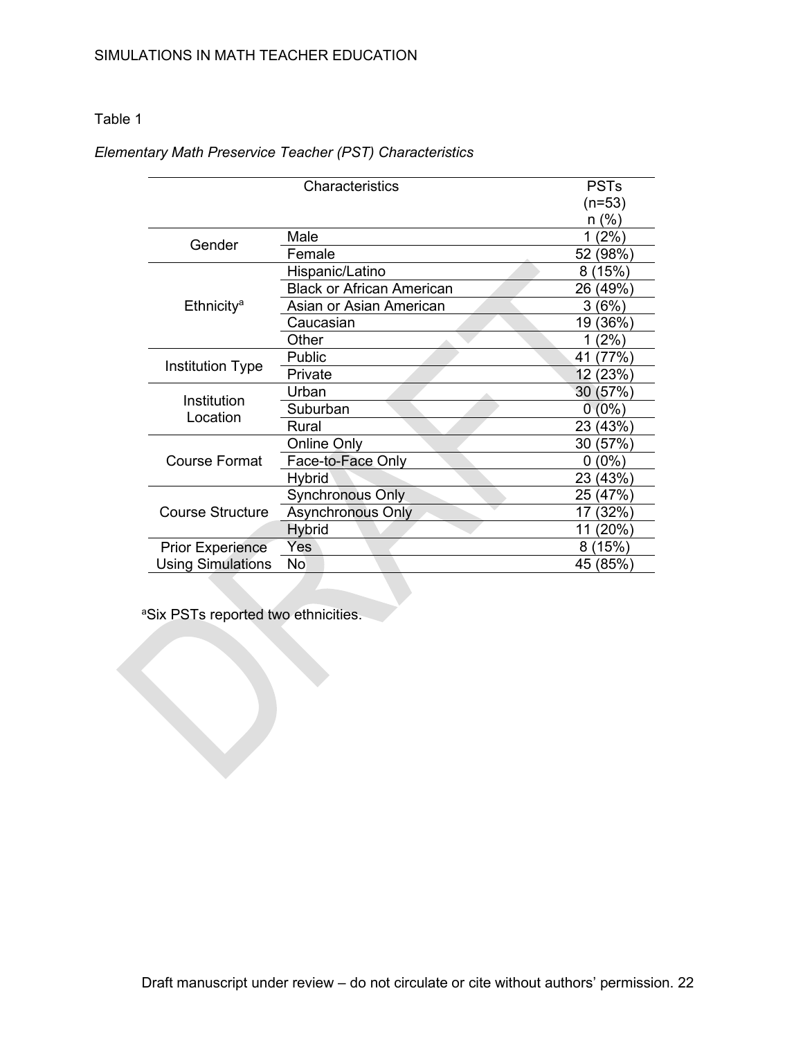Table 1

*Elementary Math Preservice Teacher (PST) Characteristics*

| Characteristics | | PSTs (n=53) n (%) |
|---|---|---|
| Gender | Male | 1 (2%) |
| | Female | 52 (98%) |
| Ethnicity[a] | Hispanic/Latino | 8 (15%) |
| | Black or African American | 26 (49%) |
| | Asian or Asian American | 3 (6%) |
| | Caucasian | 19 (36%) |
| | Other | 1 (2%) |
| Institution Type | Public | 41 (77%) |
| | Private | 12 (23%) |
| Institution Location | Urban | 30 (57%) |
| | Suburban | 0 (0%) |
| | Rural | 23 (43%) |
| Course Format | Online Only | 30 (57%) |
| | Face-to-Face Only | 0 (0%) |
| | Hybrid | 23 (43%) |
| Course Structure | Synchronous Only | 25 (47%) |
| | Asynchronous Only | 17 (32%) |
| | Hybrid | 11 (20%) |
| Prior Experience Using Simulations | Yes | 8 (15%) |
| | No | 45 (85%) |

[a]Six PSTs reported two ethnicities.

Draft manuscript under review – do not circulate or cite without authors' permission.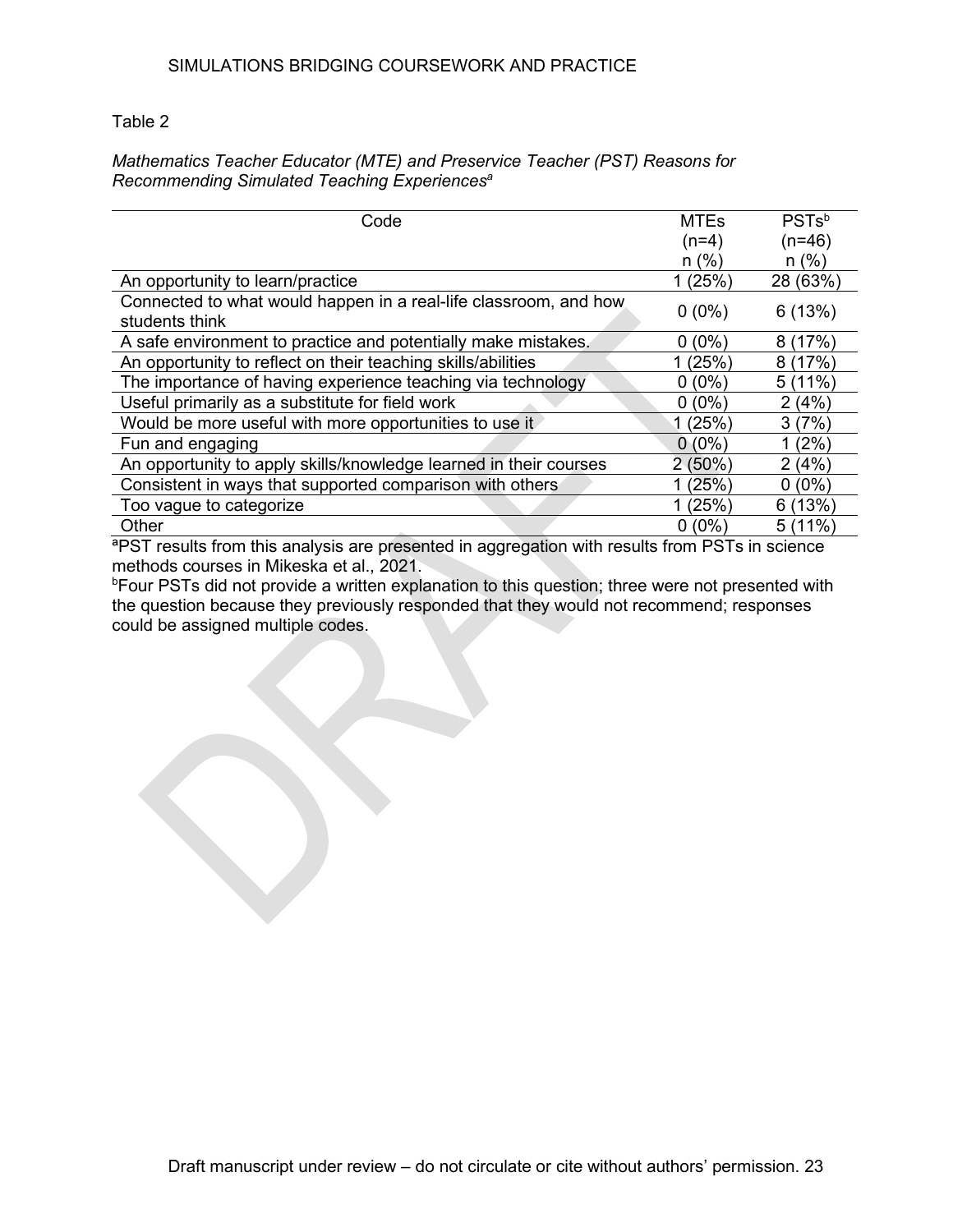Table 2

*Mathematics Teacher Educator (MTE) and Preservice Teacher (PST) Reasons for Recommending Simulated Teaching Experiences*[a]

| Code | MTEs (n=4) n (%) | PSTs[b] (n=46) n (%) |
|---|---|---|
| An opportunity to learn/practice | 1 (25%) | 28 (63%) |
| Connected to what would happen in a real-life classroom, and how students think | 0 (0%) | 6 (13%) |
| A safe environment to practice and potentially make mistakes. | 0 (0%) | 8 (17%) |
| An opportunity to reflect on their teaching skills/abilities | 1 (25%) | 8 (17%) |
| The importance of having experience teaching via technology | 0 (0%) | 5 (11%) |
| Useful primarily as a substitute for field work | 0 (0%) | 2 (4%) |
| Would be more useful with more opportunities to use it | 1 (25%) | 3 (7%) |
| Fun and engaging | 0 (0%) | 1 (2%) |
| An opportunity to apply skills/knowledge learned in their courses | 2 (50%) | 2 (4%) |
| Consistent in ways that supported comparison with others | 1 (25%) | 0 (0%) |
| Too vague to categorize | 1 (25%) | 6 (13%) |
| Other | 0 (0%) | 5 (11%) |

[a]PST results from this analysis are presented in aggregation with results from PSTs in science methods courses in Mikeska et al., 2021.
[b]Four PSTs did not provide a written explanation to this question; three were not presented with the question because they previously responded that they would not recommend; responses could be assigned multiple codes.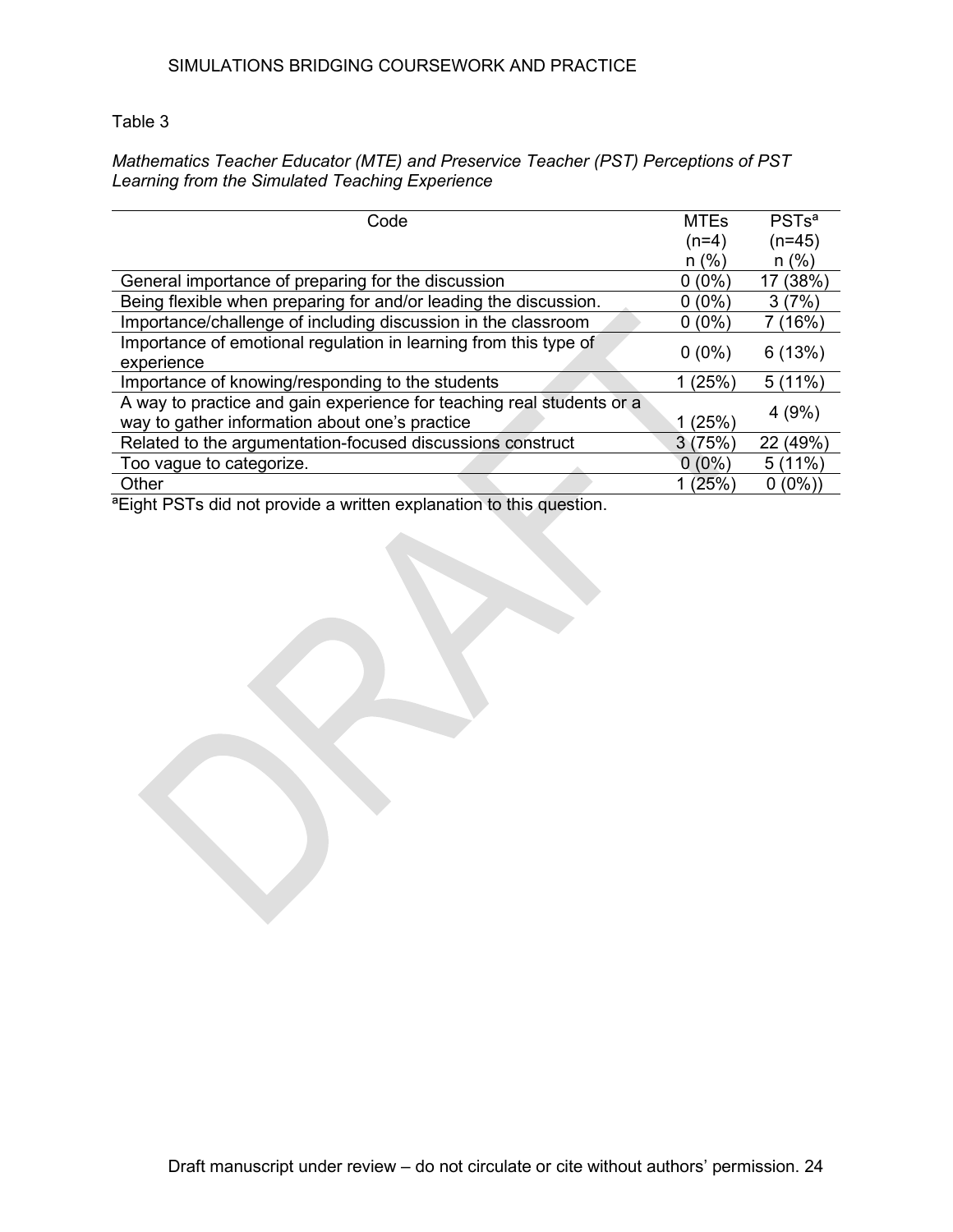Table 3

*Mathematics Teacher Educator (MTE) and Preservice Teacher (PST) Perceptions of PST Learning from the Simulated Teaching Experience*

| Code | MTEs (n=4) n (%) | PSTs[a] (n=45) n (%) |
|---|---|---|
| General importance of preparing for the discussion | 0 (0%) | 17 (38%) |
| Being flexible when preparing for and/or leading the discussion. | 0 (0%) | 3 (7%) |
| Importance/challenge of including discussion in the classroom | 0 (0%) | 7 (16%) |
| Importance of emotional regulation in learning from this type of experience | 0 (0%) | 6 (13%) |
| Importance of knowing/responding to the students | 1 (25%) | 5 (11%) |
| A way to practice and gain experience for teaching real students or a way to gather information about one's practice | 1 (25%) | 4 (9%) |
| Related to the argumentation-focused discussions construct | 3 (75%) | 22 (49%) |
| Too vague to categorize. | 0 (0%) | 5 (11%) |
| Other | 1 (25%) | 0 (0%)) |

[a]Eight PSTs did not provide a written explanation to this question.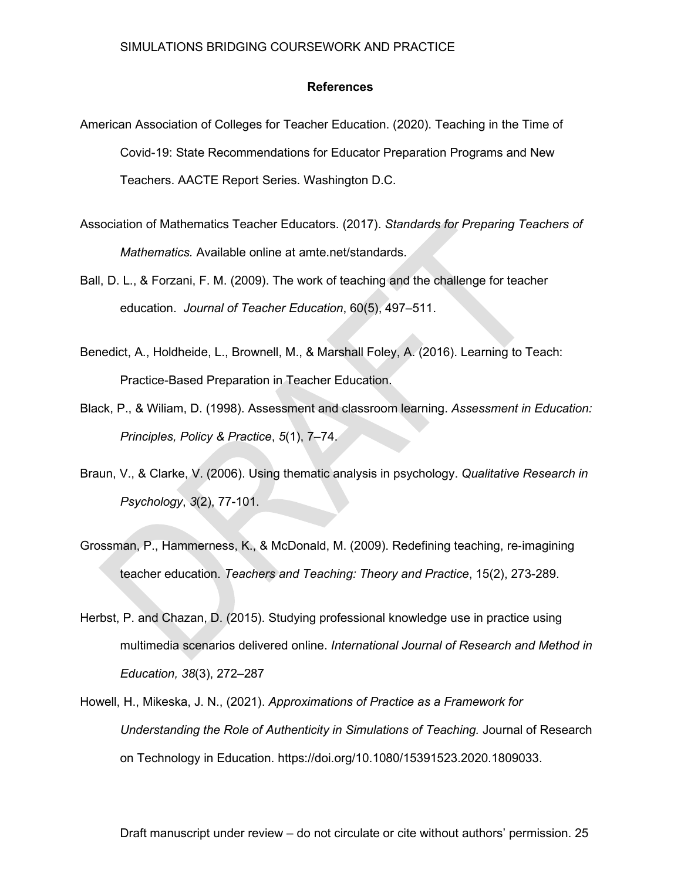**References**

American Association of Colleges for Teacher Education. (2020). Teaching in the Time of Covid-19: State Recommendations for Educator Preparation Programs and New Teachers. AACTE Report Series. Washington D.C.

Association of Mathematics Teacher Educators. (2017). *Standards for Preparing Teachers of Mathematics.* Available online at amte.net/standards.

Ball, D. L., & Forzani, F. M. (2009). The work of teaching and the challenge for teacher education. *Journal of Teacher Education*, 60(5), 497–511.

Benedict, A., Holdheide, L., Brownell, M., & Marshall Foley, A. (2016). Learning to Teach: Practice-Based Preparation in Teacher Education.

Black, P., & Wiliam, D. (1998). Assessment and classroom learning. *Assessment in Education: Principles, Policy & Practice*, *5*(1), 7–74.

Braun, V., & Clarke, V. (2006). Using thematic analysis in psychology. *Qualitative Research in Psychology*, *3*(2), 77-101.

Grossman, P., Hammerness, K., & McDonald, M. (2009). Redefining teaching, re-imagining teacher education. *Teachers and Teaching: Theory and Practice*, 15(2), 273-289.

Herbst, P. and Chazan, D. (2015). Studying professional knowledge use in practice using multimedia scenarios delivered online. *International Journal of Research and Method in Education, 38*(3), 272–287

Howell, H., Mikeska, J. N., (2021). *Approximations of Practice as a Framework for Understanding the Role of Authenticity in Simulations of Teaching.* Journal of Research on Technology in Education. https://doi.org/10.1080/15391523.2020.1809033.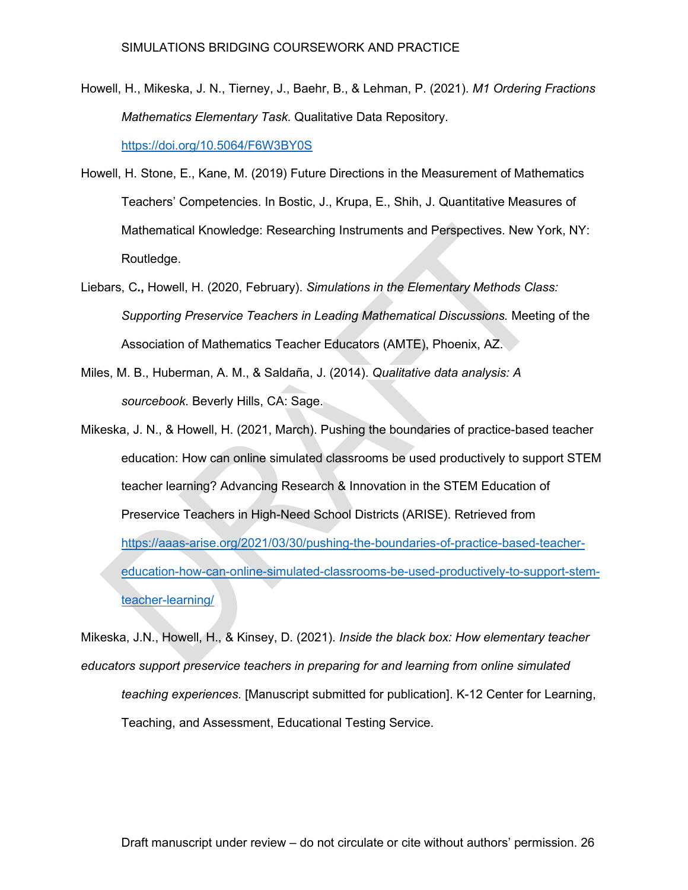Howell, H., Mikeska, J. N., Tierney, J., Baehr, B., & Lehman, P. (2021). *M1 Ordering Fractions Mathematics Elementary Task.* Qualitative Data Repository. https://doi.org/10.5064/F6W3BY0S

Howell, H. Stone, E., Kane, M. (2019) Future Directions in the Measurement of Mathematics Teachers' Competencies. In Bostic, J., Krupa, E., Shih, J. Quantitative Measures of Mathematical Knowledge: Researching Instruments and Perspectives. New York, NY: Routledge.

Liebars, C**.,** Howell, H. (2020, February). *Simulations in the Elementary Methods Class: Supporting Preservice Teachers in Leading Mathematical Discussions.* Meeting of the Association of Mathematics Teacher Educators (AMTE), Phoenix, AZ.

Miles, M. B., Huberman, A. M., & Saldaña, J. (2014). *Qualitative data analysis: A sourcebook*. Beverly Hills, CA: Sage.

Mikeska, J. N., & Howell, H. (2021, March). Pushing the boundaries of practice-based teacher education: How can online simulated classrooms be used productively to support STEM teacher learning? Advancing Research & Innovation in the STEM Education of Preservice Teachers in High-Need School Districts (ARISE). Retrieved from https://aaas-arise.org/2021/03/30/pushing-the-boundaries-of-practice-based-teacher-education-how-can-online-simulated-classrooms-be-used-productively-to-support-stem-teacher-learning/

Mikeska, J.N., Howell, H., & Kinsey, D. (2021). *Inside the black box: How elementary teacher educators support preservice teachers in preparing for and learning from online simulated teaching experiences.* [Manuscript submitted for publication]. K-12 Center for Learning, Teaching, and Assessment, Educational Testing Service.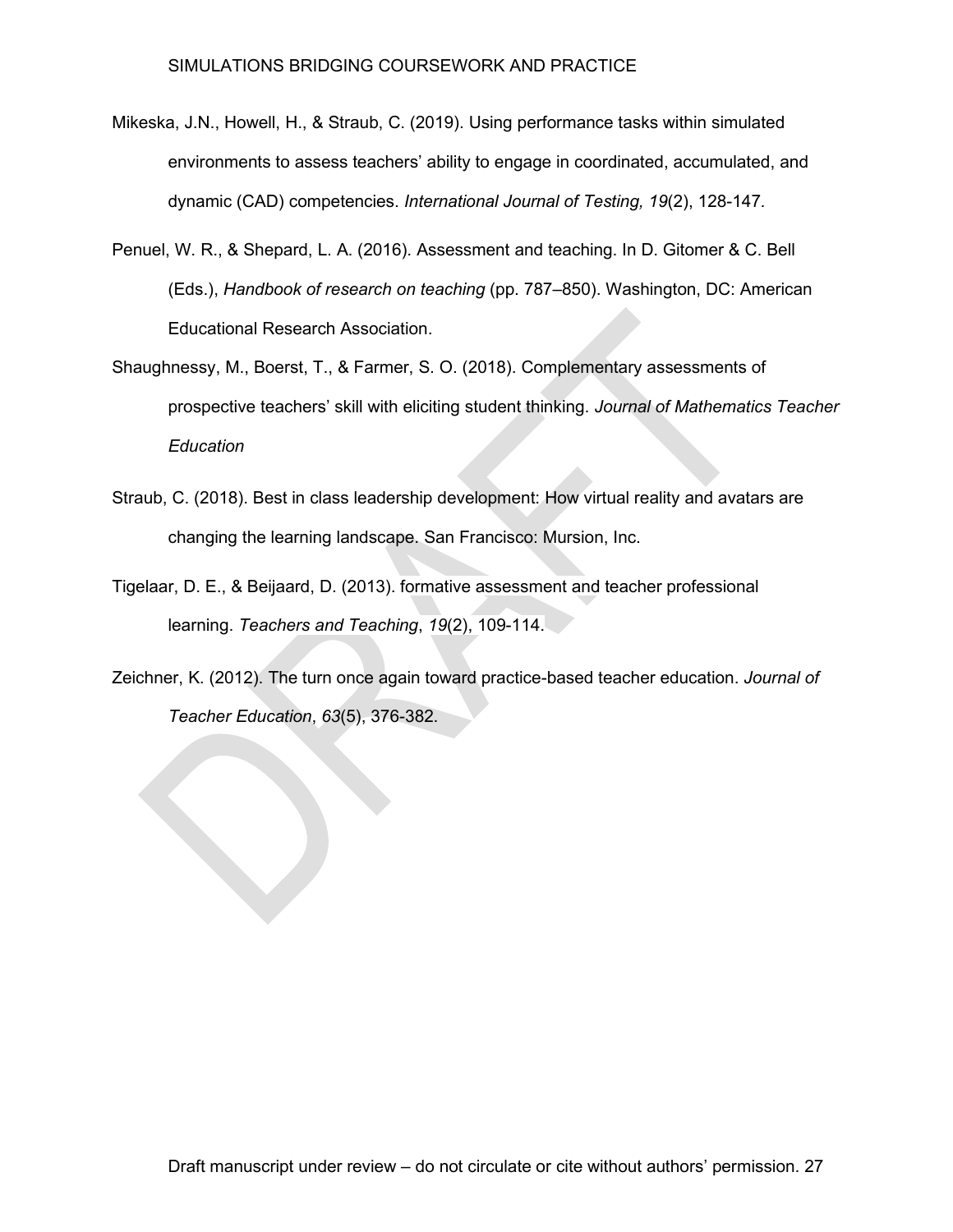Mikeska, J.N., Howell, H., & Straub, C. (2019). Using performance tasks within simulated environments to assess teachers' ability to engage in coordinated, accumulated, and dynamic (CAD) competencies. *International Journal of Testing, 19*(2), 128-147.

Penuel, W. R., & Shepard, L. A. (2016). Assessment and teaching. In D. Gitomer & C. Bell (Eds.), *Handbook of research on teaching* (pp. 787–850). Washington, DC: American Educational Research Association.

Shaughnessy, M., Boerst, T., & Farmer, S. O. (2018). Complementary assessments of prospective teachers' skill with eliciting student thinking. *Journal of Mathematics Teacher Education*

Straub, C. (2018). Best in class leadership development: How virtual reality and avatars are changing the learning landscape. San Francisco: Mursion, Inc.

Tigelaar, D. E., & Beijaard, D. (2013). formative assessment and teacher professional learning. *Teachers and Teaching*, *19*(2), 109-114.

Zeichner, K. (2012). The turn once again toward practice-based teacher education. *Journal of Teacher Education*, *63*(5), 376-382.

Draft manuscript under review – do not circulate or cite without authors' permission.